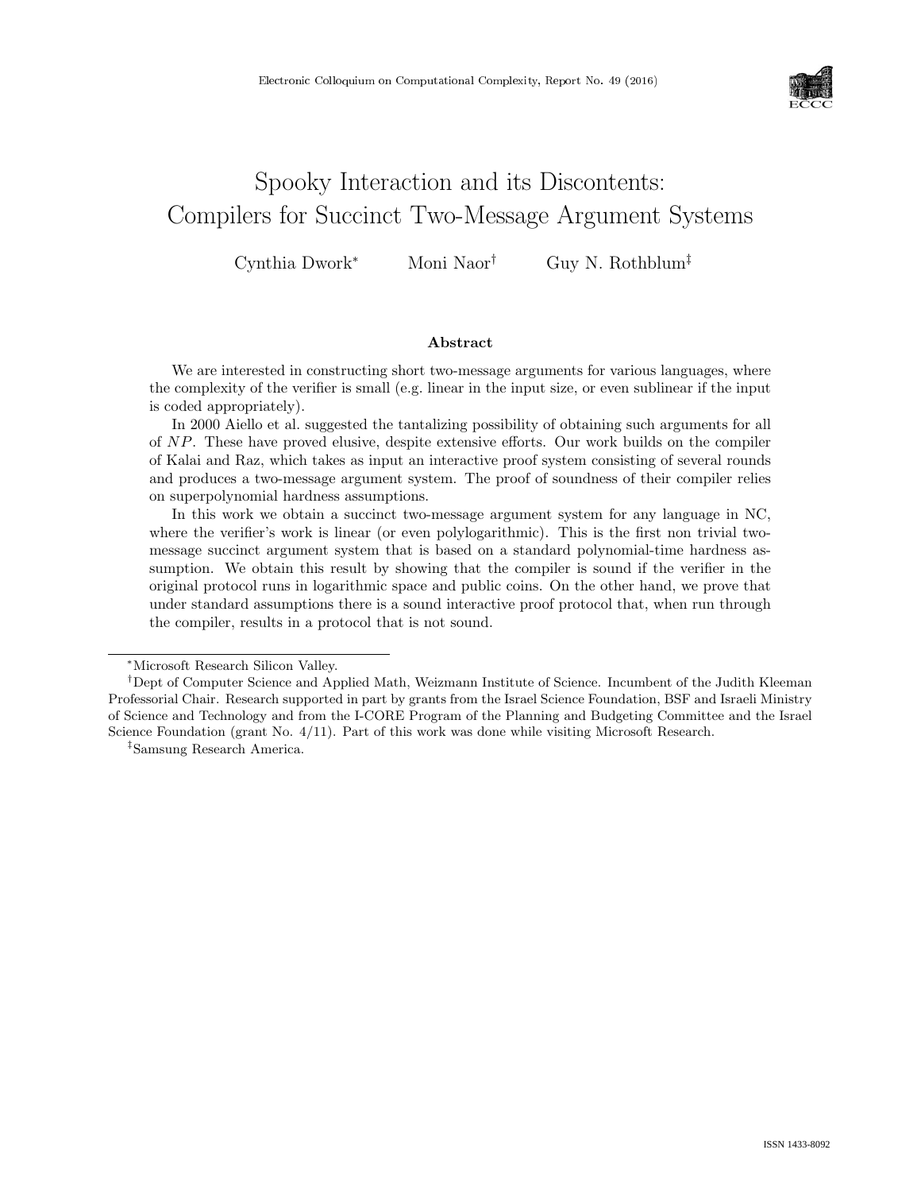# Spooky Interaction and its Discontents: Compilers for Succinct Two-Message Argument Systems

Cynthia Dwork[*] Moni Naor[†] Guy N. Rothblum[‡]

## Abstract

We are interested in constructing short two-message arguments for various languages, where the complexity of the verifier is small (e.g. linear in the input size, or even sublinear if the input is coded appropriately).

In 2000 Aiello et al. suggested the tantalizing possibility of obtaining such arguments for all of $NP$. These have proved elusive, despite extensive efforts. Our work builds on the compiler of Kalai and Raz, which takes as input an interactive proof system consisting of several rounds and produces a two-message argument system. The proof of soundness of their compiler relies on superpolynomial hardness assumptions.

In this work we obtain a succinct two-message argument system for any language in NC, where the verifier's work is linear (or even polylogarithmic). This is the first non trivial two-message succinct argument system that is based on a standard polynomial-time hardness assumption. We obtain this result by showing that the compiler is sound if the verifier in the original protocol runs in logarithmic space and public coins. On the other hand, we prove that under standard assumptions there is a sound interactive proof protocol that, when run through the compiler, results in a protocol that is not sound.

---

[*] Microsoft Research Silicon Valley.

[†] Dept of Computer Science and Applied Math, Weizmann Institute of Science. Incumbent of the Judith Kleeman Professorial Chair. Research supported in part by grants from the Israel Science Foundation, BSF and Israeli Ministry of Science and Technology and from the I-CORE Program of the Planning and Budgeting Committee and the Israel Science Foundation (grant No. 4/11). Part of this work was done while visiting Microsoft Research.

[‡] Samsung Research America.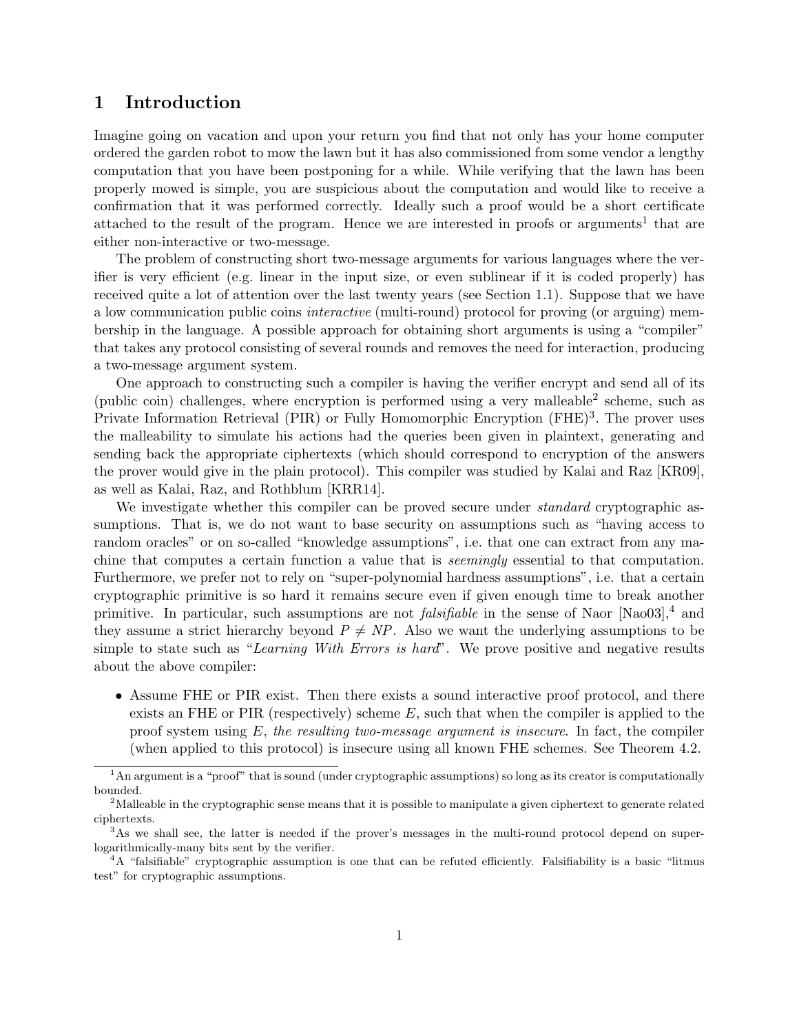# 1 Introduction

Imagine going on vacation and upon your return you find that not only has your home computer ordered the garden robot to mow the lawn but it has also commissioned from some vendor a lengthy computation that you have been postponing for a while. While verifying that the lawn has been properly mowed is simple, you are suspicious about the computation and would like to receive a confirmation that it was performed correctly. Ideally such a proof would be a short certificate attached to the result of the program. Hence we are interested in proofs or arguments[1] that are either non-interactive or two-message.

The problem of constructing short two-message arguments for various languages where the verifier is very efficient (e.g. linear in the input size, or even sublinear if it is coded properly) has received quite a lot of attention over the last twenty years (see Section 1.1). Suppose that we have a low communication public coins *interactive* (multi-round) protocol for proving (or arguing) membership in the language. A possible approach for obtaining short arguments is using a "compiler" that takes any protocol consisting of several rounds and removes the need for interaction, producing a two-message argument system.

One approach to constructing such a compiler is having the verifier encrypt and send all of its (public coin) challenges, where encryption is performed using a very malleable[2] scheme, such as Private Information Retrieval (PIR) or Fully Homomorphic Encryption (FHE)[3]. The prover uses the malleability to simulate his actions had the queries been given in plaintext, generating and sending back the appropriate ciphertexts (which should correspond to encryption of the answers the prover would give in the plain protocol). This compiler was studied by Kalai and Raz [KR09], as well as Kalai, Raz, and Rothblum [KRR14].

We investigate whether this compiler can be proved secure under *standard* cryptographic assumptions. That is, we do not want to base security on assumptions such as "having access to random oracles" or on so-called "knowledge assumptions", i.e. that one can extract from any machine that computes a certain function a value that is *seemingly* essential to that computation. Furthermore, we prefer not to rely on "super-polynomial hardness assumptions", i.e. that a certain cryptographic primitive is so hard it remains secure even if given enough time to break another primitive. In particular, such assumptions are not *falsifiable* in the sense of Naor [Nao03],[4] and they assume a strict hierarchy beyond $P \neq NP$. Also we want the underlying assumptions to be simple to state such as "*Learning With Errors is hard*". We prove positive and negative results about the above compiler:

- Assume FHE or PIR exist. Then there exists a sound interactive proof protocol, and there exists an FHE or PIR (respectively) scheme $E$, such that when the compiler is applied to the proof system using $E$, *the resulting two-message argument is insecure*. In fact, the compiler (when applied to this protocol) is insecure using all known FHE schemes. See Theorem 4.2.

---

[1] An argument is a "proof" that is sound (under cryptographic assumptions) so long as its creator is computationally bounded.

[2] Malleable in the cryptographic sense means that it is possible to manipulate a given ciphertext to generate related ciphertexts.

[3] As we shall see, the latter is needed if the prover's messages in the multi-round protocol depend on super-logarithmically-many bits sent by the verifier.

[4] A "falsifiable" cryptographic assumption is one that can be refuted efficiently. Falsifiability is a basic "litmus test" for cryptographic assumptions.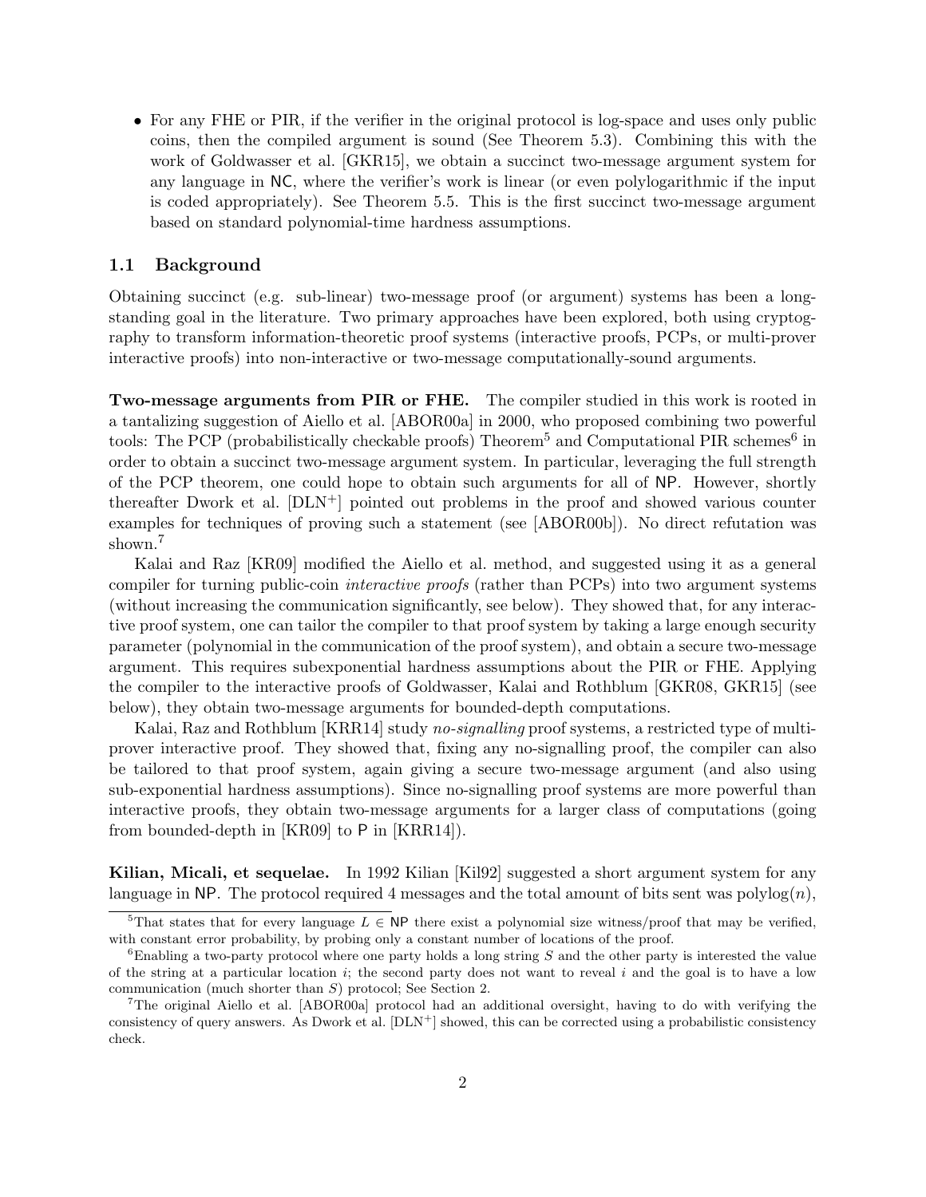- For any FHE or PIR, if the verifier in the original protocol is log-space and uses only public coins, then the compiled argument is sound (See Theorem 5.3). Combining this with the work of Goldwasser et al. [GKR15], we obtain a succinct two-message argument system for any language in NC, where the verifier's work is linear (or even polylogarithmic if the input is coded appropriately). See Theorem 5.5. This is the first succinct two-message argument based on standard polynomial-time hardness assumptions.

### 1.1 Background

Obtaining succinct (e.g. sub-linear) two-message proof (or argument) systems has been a long-standing goal in the literature. Two primary approaches have been explored, both using cryptography to transform information-theoretic proof systems (interactive proofs, PCPs, or multi-prover interactive proofs) into non-interactive or two-message computationally-sound arguments.

**Two-message arguments from PIR or FHE.** The compiler studied in this work is rooted in a tantalizing suggestion of Aiello et al. [ABOR00a] in 2000, who proposed combining two powerful tools: The PCP (probabilistically checkable proofs) Theorem[5] and Computational PIR schemes[6] in order to obtain a succinct two-message argument system. In particular, leveraging the full strength of the PCP theorem, one could hope to obtain such arguments for all of NP. However, shortly thereafter Dwork et al. [DLN+] pointed out problems in the proof and showed various counter examples for techniques of proving such a statement (see [ABOR00b]). No direct refutation was shown.[7]

Kalai and Raz [KR09] modified the Aiello et al. method, and suggested using it as a general compiler for turning public-coin *interactive proofs* (rather than PCPs) into two argument systems (without increasing the communication significantly, see below). They showed that, for any interactive proof system, one can tailor the compiler to that proof system by taking a large enough security parameter (polynomial in the communication of the proof system), and obtain a secure two-message argument. This requires subexponential hardness assumptions about the PIR or FHE. Applying the compiler to the interactive proofs of Goldwasser, Kalai and Rothblum [GKR08, GKR15] (see below), they obtain two-message arguments for bounded-depth computations.

Kalai, Raz and Rothblum [KRR14] study *no-signalling* proof systems, a restricted type of multi-prover interactive proof. They showed that, fixing any no-signalling proof, the compiler can also be tailored to that proof system, again giving a secure two-message argument (and also using sub-exponential hardness assumptions). Since no-signalling proof systems are more powerful than interactive proofs, they obtain two-message arguments for a larger class of computations (going from bounded-depth in [KR09] to P in [KRR14]).

**Kilian, Micali, et sequelae.** In 1992 Kilian [Kil92] suggested a short argument system for any language in NP. The protocol required 4 messages and the total amount of bits sent was polylog$(n)$,

---

[5] That states that for every language $L \in \mathsf{NP}$ there exist a polynomial size witness/proof that may be verified, with constant error probability, by probing only a constant number of locations of the proof.

[6] Enabling a two-party protocol where one party holds a long string $S$ and the other party is interested the value of the string at a particular location $i$; the second party does not want to reveal $i$ and the goal is to have a low communication (much shorter than $S$) protocol; See Section 2.

[7] The original Aiello et al. [ABOR00a] protocol had an additional oversight, having to do with verifying the consistency of query answers. As Dwork et al. [DLN+] showed, this can be corrected using a probabilistic consistency check.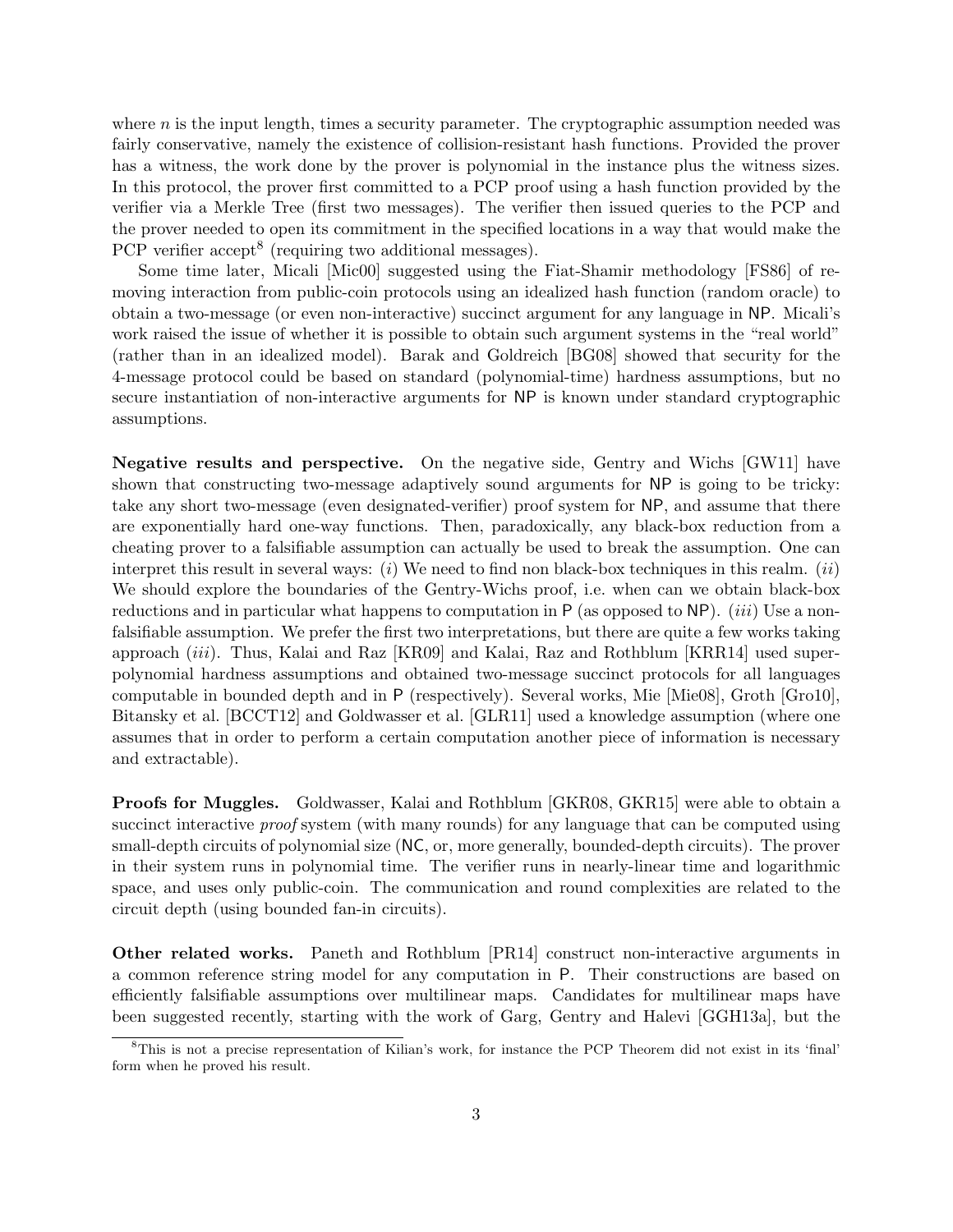where $n$ is the input length, times a security parameter. The cryptographic assumption needed was fairly conservative, namely the existence of collision-resistant hash functions. Provided the prover has a witness, the work done by the prover is polynomial in the instance plus the witness sizes. In this protocol, the prover first committed to a PCP proof using a hash function provided by the verifier via a Merkle Tree (first two messages). The verifier then issued queries to the PCP and the prover needed to open its commitment in the specified locations in a way that would make the PCP verifier accept[8] (requiring two additional messages).

Some time later, Micali [Mic00] suggested using the Fiat-Shamir methodology [FS86] of removing interaction from public-coin protocols using an idealized hash function (random oracle) to obtain a two-message (or even non-interactive) succinct argument for any language in NP. Micali's work raised the issue of whether it is possible to obtain such argument systems in the "real world" (rather than in an idealized model). Barak and Goldreich [BG08] showed that security for the 4-message protocol could be based on standard (polynomial-time) hardness assumptions, but no secure instantiation of non-interactive arguments for NP is known under standard cryptographic assumptions.

**Negative results and perspective.** On the negative side, Gentry and Wichs [GW11] have shown that constructing two-message adaptively sound arguments for NP is going to be tricky: take any short two-message (even designated-verifier) proof system for NP, and assume that there are exponentially hard one-way functions. Then, paradoxically, any black-box reduction from a cheating prover to a falsifiable assumption can actually be used to break the assumption. One can interpret this result in several ways: (*i*) We need to find non black-box techniques in this realm. (*ii*) We should explore the boundaries of the Gentry-Wichs proof, i.e. when can we obtain black-box reductions and in particular what happens to computation in P (as opposed to NP). (*iii*) Use a non-falsifiable assumption. We prefer the first two interpretations, but there are quite a few works taking approach (*iii*). Thus, Kalai and Raz [KR09] and Kalai, Raz and Rothblum [KRR14] used super-polynomial hardness assumptions and obtained two-message succinct protocols for all languages computable in bounded depth and in P (respectively). Several works, Mie [Mie08], Groth [Gro10], Bitansky et al. [BCCT12] and Goldwasser et al. [GLR11] used a knowledge assumption (where one assumes that in order to perform a certain computation another piece of information is necessary and extractable).

**Proofs for Muggles.** Goldwasser, Kalai and Rothblum [GKR08, GKR15] were able to obtain a succinct interactive *proof* system (with many rounds) for any language that can be computed using small-depth circuits of polynomial size (NC, or, more generally, bounded-depth circuits). The prover in their system runs in polynomial time. The verifier runs in nearly-linear time and logarithmic space, and uses only public-coin. The communication and round complexities are related to the circuit depth (using bounded fan-in circuits).

**Other related works.** Paneth and Rothblum [PR14] construct non-interactive arguments in a common reference string model for any computation in P. Their constructions are based on efficiently falsifiable assumptions over multilinear maps. Candidates for multilinear maps have been suggested recently, starting with the work of Garg, Gentry and Halevi [GGH13a], but the

[8] This is not a precise representation of Kilian's work, for instance the PCP Theorem did not exist in its 'final' form when he proved his result.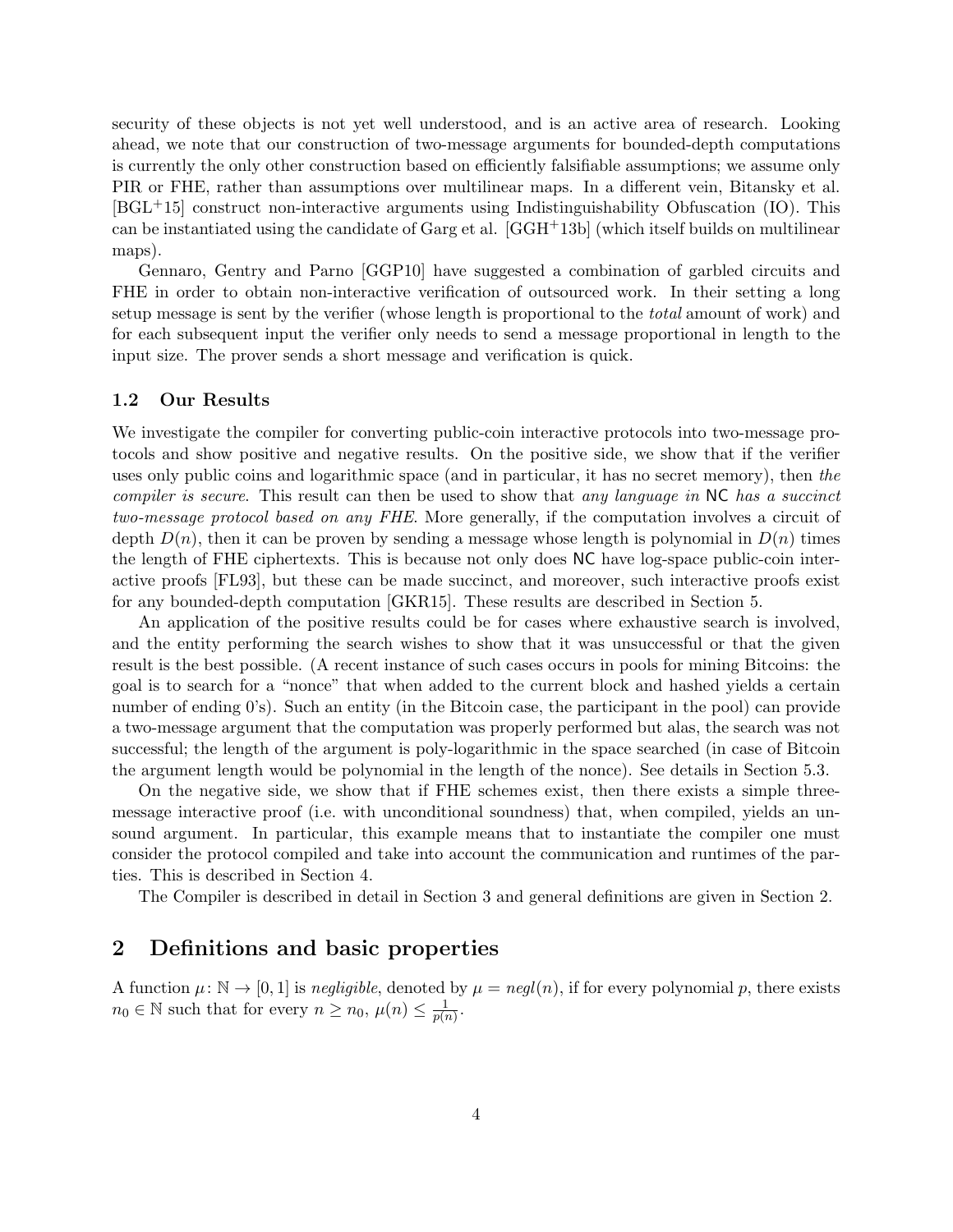security of these objects is not yet well understood, and is an active area of research. Looking ahead, we note that our construction of two-message arguments for bounded-depth computations is currently the only other construction based on efficiently falsifiable assumptions; we assume only PIR or FHE, rather than assumptions over multilinear maps. In a different vein, Bitansky et al. [BGL+15] construct non-interactive arguments using Indistinguishability Obfuscation (IO). This can be instantiated using the candidate of Garg et al. [GGH+13b] (which itself builds on multilinear maps).

Gennaro, Gentry and Parno [GGP10] have suggested a combination of garbled circuits and FHE in order to obtain non-interactive verification of outsourced work. In their setting a long setup message is sent by the verifier (whose length is proportional to the *total* amount of work) and for each subsequent input the verifier only needs to send a message proportional in length to the input size. The prover sends a short message and verification is quick.

### 1.2 Our Results

We investigate the compiler for converting public-coin interactive protocols into two-message protocols and show positive and negative results. On the positive side, we show that if the verifier uses only public coins and logarithmic space (and in particular, it has no secret memory), then *the compiler is secure*. This result can then be used to show that *any language in* NC *has a succinct two-message protocol based on any FHE*. More generally, if the computation involves a circuit of depth $D(n)$, then it can be proven by sending a message whose length is polynomial in $D(n)$ times the length of FHE ciphertexts. This is because not only does NC have log-space public-coin interactive proofs [FL93], but these can be made succinct, and moreover, such interactive proofs exist for any bounded-depth computation [GKR15]. These results are described in Section 5.

An application of the positive results could be for cases where exhaustive search is involved, and the entity performing the search wishes to show that it was unsuccessful or that the given result is the best possible. (A recent instance of such cases occurs in pools for mining Bitcoins: the goal is to search for a "nonce" that when added to the current block and hashed yields a certain number of ending 0's). Such an entity (in the Bitcoin case, the participant in the pool) can provide a two-message argument that the computation was properly performed but alas, the search was not successful; the length of the argument is poly-logarithmic in the space searched (in case of Bitcoin the argument length would be polynomial in the length of the nonce). See details in Section 5.3.

On the negative side, we show that if FHE schemes exist, then there exists a simple three-message interactive proof (i.e. with unconditional soundness) that, when compiled, yields an unsound argument. In particular, this example means that to instantiate the compiler one must consider the protocol compiled and take into account the communication and runtimes of the parties. This is described in Section 4.

The Compiler is described in detail in Section 3 and general definitions are given in Section 2.

## 2 Definitions and basic properties

A function $\mu\colon \mathbb{N} \to [0,1]$ is *negligible*, denoted by $\mu = negl(n)$, if for every polynomial $p$, there exists $n_0 \in \mathbb{N}$ such that for every $n \geq n_0$, $\mu(n) \leq \frac{1}{p(n)}$.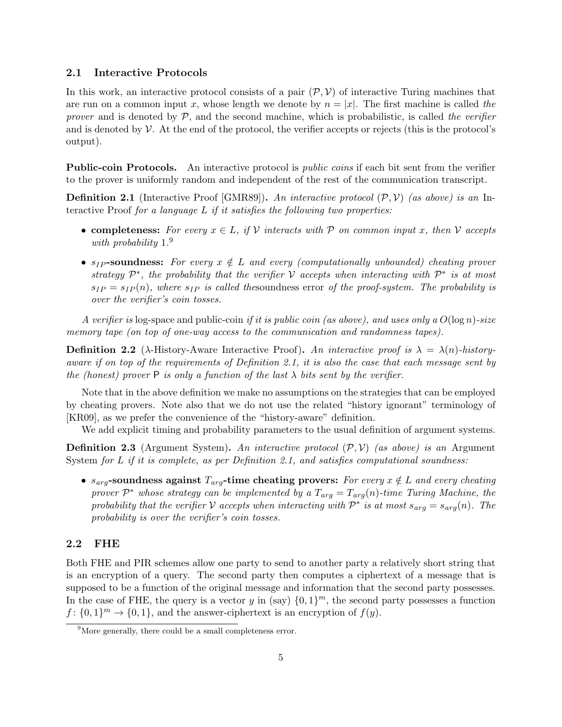### 2.1 Interactive Protocols

In this work, an interactive protocol consists of a pair $(\mathcal{P}, \mathcal{V})$ of interactive Turing machines that are run on a common input $x$, whose length we denote by $n = |x|$. The first machine is called *the prover* and is denoted by $\mathcal{P}$, and the second machine, which is probabilistic, is called *the verifier* and is denoted by $\mathcal{V}$. At the end of the protocol, the verifier accepts or rejects (this is the protocol's output).

**Public-coin Protocols.** An interactive protocol is *public coins* if each bit sent from the verifier to the prover is uniformly random and independent of the rest of the communication transcript.

**Definition 2.1** (Interactive Proof [GMR89]). *An interactive protocol $(\mathcal{P}, \mathcal{V})$ (as above) is an* Interactive Proof *for a language $L$ if it satisfies the following two properties:*

- **completeness:** *For every $x \in L$, if $\mathcal{V}$ interacts with $\mathcal{P}$ on common input $x$, then $\mathcal{V}$ accepts with probability 1.*[9]
- **$s_{IP}$-soundness:** *For every $x \notin L$ and every (computationally unbounded) cheating prover strategy $\mathcal{P}^*$, the probability that the verifier $\mathcal{V}$ accepts when interacting with $\mathcal{P}^*$ is at most $s_{IP} = s_{IP}(n)$, where $s_{IP}$ is called the* soundness error *of the proof-system. The probability is over the verifier's coin tosses.*

*A verifier is* log-space and public-coin *if it is public coin (as above), and uses only a $O(\log n)$-size memory tape (on top of one-way access to the communication and randomness tapes).*

**Definition 2.2** ($\lambda$-History-Aware Interactive Proof). *An interactive proof is $\lambda = \lambda(n)$-history-aware if on top of the requirements of Definition 2.1, it is also the case that each message sent by the (honest) prover $\mathsf{P}$ is only a function of the last $\lambda$ bits sent by the verifier.*

Note that in the above definition we make no assumptions on the strategies that can be employed by cheating provers. Note also that we do not use the related "history ignorant" terminology of [KR09], as we prefer the convenience of the "history-aware" definition.

We add explicit timing and probability parameters to the usual definition of argument systems.

**Definition 2.3** (Argument System). *An interactive protocol $(\mathcal{P}, \mathcal{V})$ (as above) is an* Argument System *for $L$ if it is complete, as per Definition 2.1, and satisfies computational soundness:*

- **$s_{arg}$-soundness against $T_{arg}$-time cheating provers:** *For every $x \notin L$ and every cheating prover $\mathcal{P}^*$ whose strategy can be implemented by a $T_{arg} = T_{arg}(n)$-time Turing Machine, the probability that the verifier $\mathcal{V}$ accepts when interacting with $\mathcal{P}^*$ is at most $s_{arg} = s_{arg}(n)$. The probability is over the verifier's coin tosses.*

### 2.2 FHE

Both FHE and PIR schemes allow one party to send to another party a relatively short string that is an encryption of a query. The second party then computes a ciphertext of a message that is supposed to be a function of the original message and information that the second party possesses. In the case of FHE, the query is a vector $y$ in (say) $\{0,1\}^m$, the second party possesses a function $f\colon \{0,1\}^m \to \{0,1\}$, and the answer-ciphertext is an encryption of $f(y)$.

[9] More generally, there could be a small completeness error.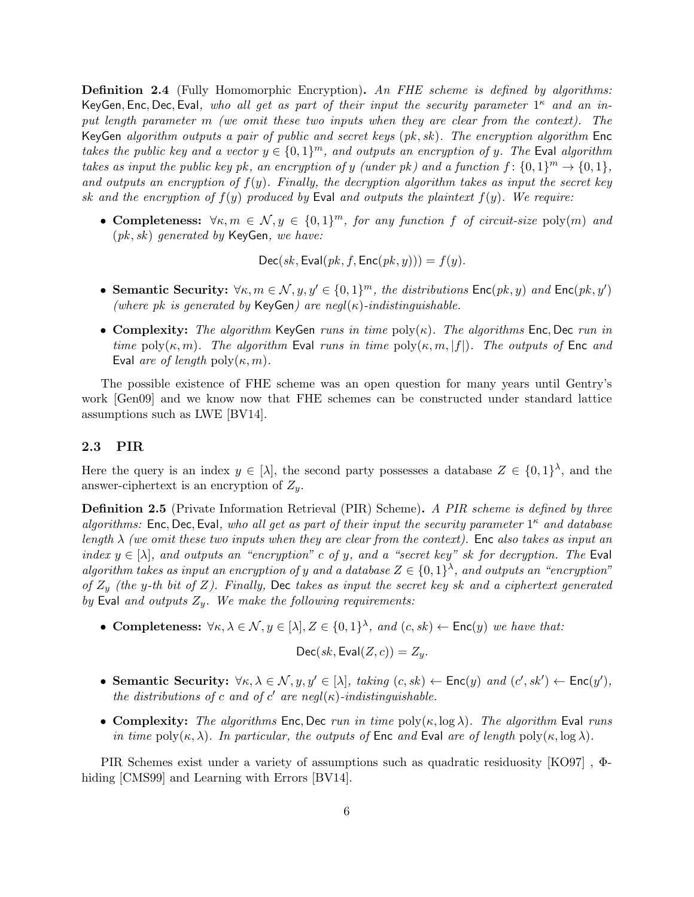**Definition 2.4** (Fully Homomorphic Encryption)**.** *An FHE scheme is defined by algorithms:* KeyGen, Enc, Dec, Eval*, who all get as part of their input the security parameter $1^\kappa$ and an input length parameter $m$ (we omit these two inputs when they are clear from the context). The* KeyGen *algorithm outputs a pair of public and secret keys $(pk, sk)$. The encryption algorithm* Enc *takes the public key and a vector $y \in \{0,1\}^m$, and outputs an encryption of $y$. The* Eval *algorithm takes as input the public key $pk$, an encryption of $y$ (under $pk$) and a function $f: \{0,1\}^m \to \{0,1\}$, and outputs an encryption of $f(y)$. Finally, the decryption algorithm takes as input the secret key $sk$ and the encryption of $f(y)$ produced by* Eval *and outputs the plaintext $f(y)$. We require:*

- **Completeness:** *$\forall \kappa, m \in \mathcal{N}, y \in \{0,1\}^m$, for any function $f$ of circuit-size $\mathrm{poly}(m)$ and $(pk, sk)$ generated by* KeyGen*, we have:*

$$\mathsf{Dec}(sk, \mathsf{Eval}(pk, f, \mathsf{Enc}(pk, y))) = f(y).$$

- **Semantic Security:** *$\forall \kappa, m \in \mathcal{N}, y, y' \in \{0,1\}^m$, the distributions $\mathsf{Enc}(pk, y)$ and $\mathsf{Enc}(pk, y')$ (where $pk$ is generated by* KeyGen*) are negl($\kappa$)-indistinguishable.*

- **Complexity:** *The algorithm* KeyGen *runs in time $\mathrm{poly}(\kappa)$. The algorithms* Enc, Dec *run in time $\mathrm{poly}(\kappa, m)$. The algorithm* Eval *runs in time $\mathrm{poly}(\kappa, m, |f|)$. The outputs of* Enc *and* Eval *are of length $\mathrm{poly}(\kappa, m)$.*

The possible existence of FHE scheme was an open question for many years until Gentry's work [Gen09] and we know now that FHE schemes can be constructed under standard lattice assumptions such as LWE [BV14].

### 2.3 PIR

Here the query is an index $y \in [\lambda]$, the second party possesses a database $Z \in \{0,1\}^\lambda$, and the answer-ciphertext is an encryption of $Z_y$.

**Definition 2.5** (Private Information Retrieval (PIR) Scheme)**.** *A PIR scheme is defined by three algorithms:* Enc, Dec, Eval*, who all get as part of their input the security parameter $1^\kappa$ and database length $\lambda$ (we omit these two inputs when they are clear from the context).* Enc *also takes as input an index $y \in [\lambda]$, and outputs an "encryption" $c$ of $y$, and a "secret key" $sk$ for decryption. The* Eval *algorithm takes as input an encryption of $y$ and a database $Z \in \{0,1\}^\lambda$, and outputs an "encryption" of $Z_y$ (the $y$-th bit of $Z$). Finally,* Dec *takes as input the secret key $sk$ and a ciphertext generated by* Eval *and outputs $Z_y$. We make the following requirements:*

- **Completeness:** *$\forall \kappa, \lambda \in \mathcal{N}, y \in [\lambda], Z \in \{0,1\}^\lambda$, and $(c, sk) \leftarrow \mathsf{Enc}(y)$ we have that:*

$$\mathsf{Dec}(sk, \mathsf{Eval}(Z, c)) = Z_y.$$

- **Semantic Security:** *$\forall \kappa, \lambda \in \mathcal{N}, y, y' \in [\lambda]$, taking $(c, sk) \leftarrow \mathsf{Enc}(y)$ and $(c', sk') \leftarrow \mathsf{Enc}(y')$, the distributions of $c$ and of $c'$ are negl($\kappa$)-indistinguishable.*

- **Complexity:** *The algorithms* Enc, Dec *run in time $\mathrm{poly}(\kappa, \log \lambda)$. The algorithm* Eval *runs in time $\mathrm{poly}(\kappa, \lambda)$. In particular, the outputs of* Enc *and* Eval *are of length $\mathrm{poly}(\kappa, \log \lambda)$.*

PIR Schemes exist under a variety of assumptions such as quadratic residuosity [KO97] , $\Phi$-hiding [CMS99] and Learning with Errors [BV14].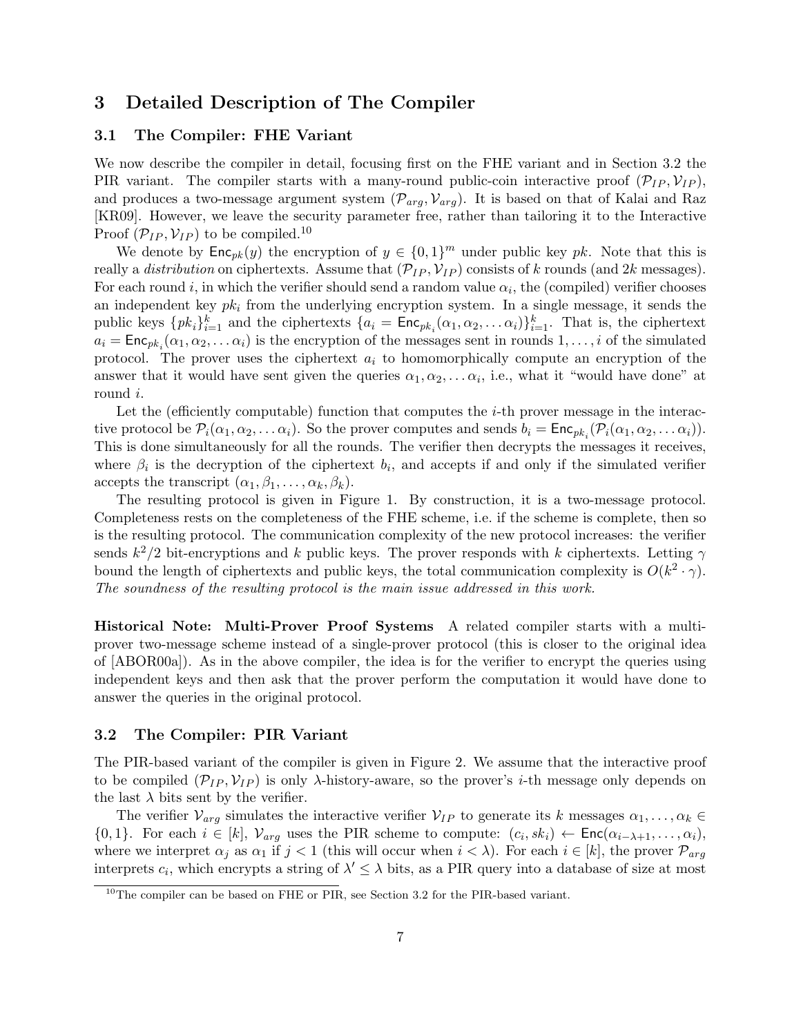# 3 Detailed Description of The Compiler

## 3.1 The Compiler: FHE Variant

We now describe the compiler in detail, focusing first on the FHE variant and in Section 3.2 the PIR variant. The compiler starts with a many-round public-coin interactive proof $(\mathcal{P}_{IP}, \mathcal{V}_{IP})$, and produces a two-message argument system $(\mathcal{P}_{arg}, \mathcal{V}_{arg})$. It is based on that of Kalai and Raz [KR09]. However, we leave the security parameter free, rather than tailoring it to the Interactive Proof $(\mathcal{P}_{IP}, \mathcal{V}_{IP})$ to be compiled.[10]

We denote by $\mathsf{Enc}_{pk}(y)$ the encryption of $y \in \{0,1\}^m$ under public key $pk$. Note that this is really a *distribution* on ciphertexts. Assume that $(\mathcal{P}_{IP}, \mathcal{V}_{IP})$ consists of $k$ rounds (and $2k$ messages). For each round $i$, in which the verifier should send a random value $\alpha_i$, the (compiled) verifier chooses an independent key $pk_i$ from the underlying encryption system. In a single message, it sends the public keys $\{pk_i\}_{i=1}^k$ and the ciphertexts $\{a_i = \mathsf{Enc}_{pk_i}(\alpha_1, \alpha_2, \ldots \alpha_i)\}_{i=1}^k$. That is, the ciphertext $a_i = \mathsf{Enc}_{pk_i}(\alpha_1, \alpha_2, \ldots \alpha_i)$ is the encryption of the messages sent in rounds $1, \ldots, i$ of the simulated protocol. The prover uses the ciphertext $a_i$ to homomorphically compute an encryption of the answer that it would have sent given the queries $\alpha_1, \alpha_2, \ldots \alpha_i$, i.e., what it "would have done" at round $i$.

Let the (efficiently computable) function that computes the $i$-th prover message in the interactive protocol be $\mathcal{P}_i(\alpha_1, \alpha_2, \ldots \alpha_i)$. So the prover computes and sends $b_i = \mathsf{Enc}_{pk_i}(\mathcal{P}_i(\alpha_1, \alpha_2, \ldots \alpha_i))$. This is done simultaneously for all the rounds. The verifier then decrypts the messages it receives, where $\beta_i$ is the decryption of the ciphertext $b_i$, and accepts if and only if the simulated verifier accepts the transcript $(\alpha_1, \beta_1, \ldots, \alpha_k, \beta_k)$.

The resulting protocol is given in Figure 1. By construction, it is a two-message protocol. Completeness rests on the completeness of the FHE scheme, i.e. if the scheme is complete, then so is the resulting protocol. The communication complexity of the new protocol increases: the verifier sends $k^2/2$ bit-encryptions and $k$ public keys. The prover responds with $k$ ciphertexts. Letting $\gamma$ bound the length of ciphertexts and public keys, the total communication complexity is $O(k^2 \cdot \gamma)$. *The soundness of the resulting protocol is the main issue addressed in this work.*

**Historical Note: Multi-Prover Proof Systems** A related compiler starts with a multi-prover two-message scheme instead of a single-prover protocol (this is closer to the original idea of [ABOR00a]). As in the above compiler, the idea is for the verifier to encrypt the queries using independent keys and then ask that the prover perform the computation it would have done to answer the queries in the original protocol.

## 3.2 The Compiler: PIR Variant

The PIR-based variant of the compiler is given in Figure 2. We assume that the interactive proof to be compiled $(\mathcal{P}_{IP}, \mathcal{V}_{IP})$ is only $\lambda$-history-aware, so the prover's $i$-th message only depends on the last $\lambda$ bits sent by the verifier.

The verifier $\mathcal{V}_{arg}$ simulates the interactive verifier $\mathcal{V}_{IP}$ to generate its $k$ messages $\alpha_1, \ldots, \alpha_k \in \{0,1\}$. For each $i \in [k]$, $\mathcal{V}_{arg}$ uses the PIR scheme to compute: $(c_i, sk_i) \leftarrow \mathsf{Enc}(\alpha_{i-\lambda+1}, \ldots, \alpha_i)$, where we interpret $\alpha_j$ as $\alpha_1$ if $j < 1$ (this will occur when $i < \lambda$). For each $i \in [k]$, the prover $\mathcal{P}_{arg}$ interprets $c_i$, which encrypts a string of $\lambda' \leq \lambda$ bits, as a PIR query into a database of size at most

[10] The compiler can be based on FHE or PIR, see Section 3.2 for the PIR-based variant.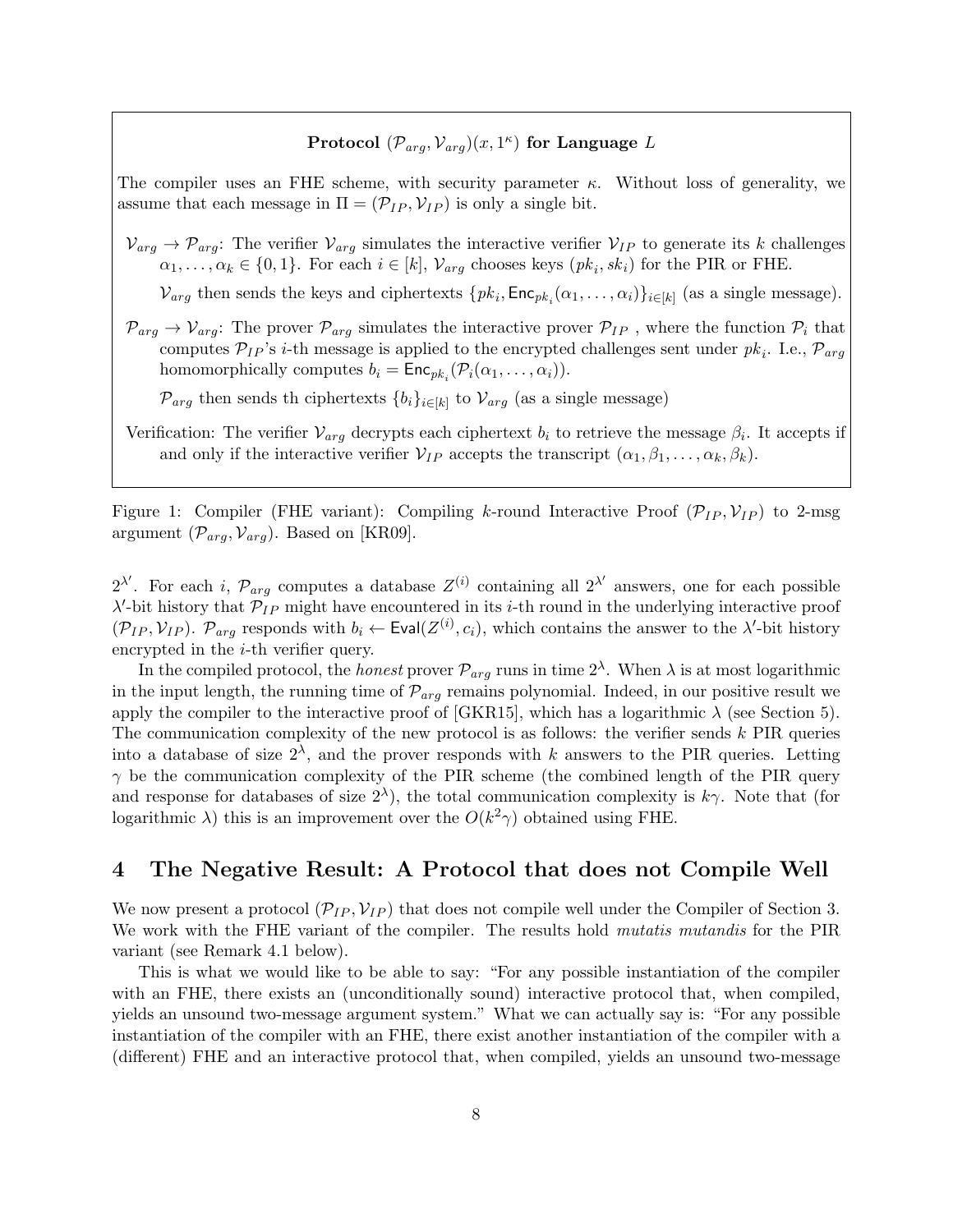**Protocol $(\mathcal{P}_{arg}, \mathcal{V}_{arg})(x, 1^\kappa)$ for Language $L$**

The compiler uses an FHE scheme, with security parameter $\kappa$. Without loss of generality, we assume that each message in $\Pi = (\mathcal{P}_{IP}, \mathcal{V}_{IP})$ is only a single bit.

$\mathcal{V}_{arg} \to \mathcal{P}_{arg}$: The verifier $\mathcal{V}_{arg}$ simulates the interactive verifier $\mathcal{V}_{IP}$ to generate its $k$ challenges $\alpha_1, \ldots, \alpha_k \in \{0, 1\}$. For each $i \in [k]$, $\mathcal{V}_{arg}$ chooses keys $(pk_i, sk_i)$ for the PIR or FHE.

$\mathcal{V}_{arg}$ then sends the keys and ciphertexts $\{pk_i, \mathsf{Enc}_{pk_i}(\alpha_1, \ldots, \alpha_i)\}_{i \in [k]}$ (as a single message).

$\mathcal{P}_{arg} \to \mathcal{V}_{arg}$: The prover $\mathcal{P}_{arg}$ simulates the interactive prover $\mathcal{P}_{IP}$ , where the function $\mathcal{P}_i$ that computes $\mathcal{P}_{IP}$'s $i$-th message is applied to the encrypted challenges sent under $pk_i$. I.e., $\mathcal{P}_{arg}$ homomorphically computes $b_i = \mathsf{Enc}_{pk_i}(\mathcal{P}_i(\alpha_1, \ldots, \alpha_i))$.

$\mathcal{P}_{arg}$ then sends th ciphertexts $\{b_i\}_{i \in [k]}$ to $\mathcal{V}_{arg}$ (as a single message)

Verification: The verifier $\mathcal{V}_{arg}$ decrypts each ciphertext $b_i$ to retrieve the message $\beta_i$. It accepts if and only if the interactive verifier $\mathcal{V}_{IP}$ accepts the transcript $(\alpha_1, \beta_1, \ldots, \alpha_k, \beta_k)$.

Figure 1: Compiler (FHE variant): Compiling $k$-round Interactive Proof $(\mathcal{P}_{IP}, \mathcal{V}_{IP})$ to 2-msg argument $(\mathcal{P}_{arg}, \mathcal{V}_{arg})$. Based on [KR09].

$2^{\lambda'}$. For each $i$, $\mathcal{P}_{arg}$ computes a database $Z^{(i)}$ containing all $2^{\lambda'}$ answers, one for each possible $\lambda'$-bit history that $\mathcal{P}_{IP}$ might have encountered in its $i$-th round in the underlying interactive proof $(\mathcal{P}_{IP}, \mathcal{V}_{IP})$. $\mathcal{P}_{arg}$ responds with $b_i \leftarrow \mathsf{Eval}(Z^{(i)}, c_i)$, which contains the answer to the $\lambda'$-bit history encrypted in the $i$-th verifier query.

In the compiled protocol, the *honest* prover $\mathcal{P}_{arg}$ runs in time $2^\lambda$. When $\lambda$ is at most logarithmic in the input length, the running time of $\mathcal{P}_{arg}$ remains polynomial. Indeed, in our positive result we apply the compiler to the interactive proof of [GKR15], which has a logarithmic $\lambda$ (see Section 5). The communication complexity of the new protocol is as follows: the verifier sends $k$ PIR queries into a database of size $2^\lambda$, and the prover responds with $k$ answers to the PIR queries. Letting $\gamma$ be the communication complexity of the PIR scheme (the combined length of the PIR query and response for databases of size $2^\lambda$), the total communication complexity is $k\gamma$. Note that (for logarithmic $\lambda$) this is an improvement over the $O(k^2\gamma)$ obtained using FHE.

# 4 The Negative Result: A Protocol that does not Compile Well

We now present a protocol $(\mathcal{P}_{IP}, \mathcal{V}_{IP})$ that does not compile well under the Compiler of Section 3. We work with the FHE variant of the compiler. The results hold *mutatis mutandis* for the PIR variant (see Remark 4.1 below).

This is what we would like to be able to say: "For any possible instantiation of the compiler with an FHE, there exists an (unconditionally sound) interactive protocol that, when compiled, yields an unsound two-message argument system." What we can actually say is: "For any possible instantiation of the compiler with an FHE, there exist another instantiation of the compiler with a (different) FHE and an interactive protocol that, when compiled, yields an unsound two-message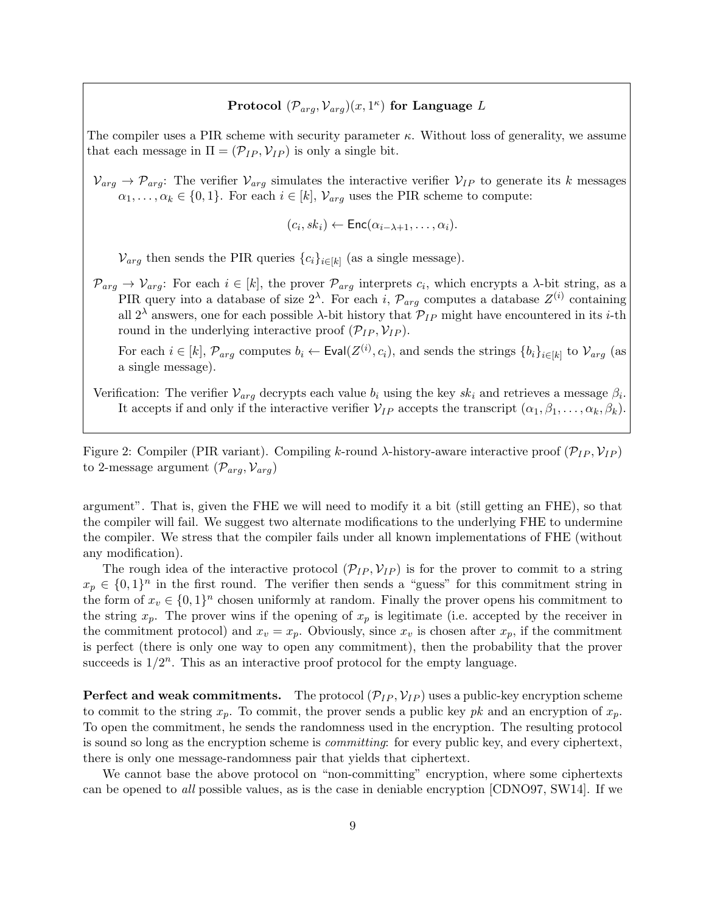**Protocol $(\mathcal{P}_{arg}, \mathcal{V}_{arg})(x, 1^\kappa)$ for Language $L$**

The compiler uses a PIR scheme with security parameter $\kappa$. Without loss of generality, we assume that each message in $\Pi = (\mathcal{P}_{IP}, \mathcal{V}_{IP})$ is only a single bit.

$\mathcal{V}_{arg} \to \mathcal{P}_{arg}$: The verifier $\mathcal{V}_{arg}$ simulates the interactive verifier $\mathcal{V}_{IP}$ to generate its $k$ messages $\alpha_1, \ldots, \alpha_k \in \{0, 1\}$. For each $i \in [k]$, $\mathcal{V}_{arg}$ uses the PIR scheme to compute:

$$(c_i, sk_i) \leftarrow \mathsf{Enc}(\alpha_{i-\lambda+1}, \ldots, \alpha_i).$$

$\mathcal{V}_{arg}$ then sends the PIR queries $\{c_i\}_{i \in [k]}$ (as a single message).

$\mathcal{P}_{arg} \to \mathcal{V}_{arg}$: For each $i \in [k]$, the prover $\mathcal{P}_{arg}$ interprets $c_i$, which encrypts a $\lambda$-bit string, as a PIR query into a database of size $2^\lambda$. For each $i$, $\mathcal{P}_{arg}$ computes a database $Z^{(i)}$ containing all $2^\lambda$ answers, one for each possible $\lambda$-bit history that $\mathcal{P}_{IP}$ might have encountered in its $i$-th round in the underlying interactive proof $(\mathcal{P}_{IP}, \mathcal{V}_{IP})$.

For each $i \in [k]$, $\mathcal{P}_{arg}$ computes $b_i \leftarrow \mathsf{Eval}(Z^{(i)}, c_i)$, and sends the strings $\{b_i\}_{i \in [k]}$ to $\mathcal{V}_{arg}$ (as a single message).

Verification: The verifier $\mathcal{V}_{arg}$ decrypts each value $b_i$ using the key $sk_i$ and retrieves a message $\beta_i$. It accepts if and only if the interactive verifier $\mathcal{V}_{IP}$ accepts the transcript $(\alpha_1, \beta_1, \ldots, \alpha_k, \beta_k)$.

Figure 2: Compiler (PIR variant). Compiling $k$-round $\lambda$-history-aware interactive proof $(\mathcal{P}_{IP}, \mathcal{V}_{IP})$ to 2-message argument $(\mathcal{P}_{arg}, \mathcal{V}_{arg})$

argument". That is, given the FHE we will need to modify it a bit (still getting an FHE), so that the compiler will fail. We suggest two alternate modifications to the underlying FHE to undermine the compiler. We stress that the compiler fails under all known implementations of FHE (without any modification).

The rough idea of the interactive protocol $(\mathcal{P}_{IP}, \mathcal{V}_{IP})$ is for the prover to commit to a string $x_p \in \{0, 1\}^n$ in the first round. The verifier then sends a "guess" for this commitment string in the form of $x_v \in \{0, 1\}^n$ chosen uniformly at random. Finally the prover opens his commitment to the string $x_p$. The prover wins if the opening of $x_p$ is legitimate (i.e. accepted by the receiver in the commitment protocol) and $x_v = x_p$. Obviously, since $x_v$ is chosen after $x_p$, if the commitment is perfect (there is only one way to open any commitment), then the probability that the prover succeeds is $1/2^n$. This as an interactive proof protocol for the empty language.

**Perfect and weak commitments.** The protocol $(\mathcal{P}_{IP}, \mathcal{V}_{IP})$ uses a public-key encryption scheme to commit to the string $x_p$. To commit, the prover sends a public key $pk$ and an encryption of $x_p$. To open the commitment, he sends the randomness used in the encryption. The resulting protocol is sound so long as the encryption scheme is *committing*: for every public key, and every ciphertext, there is only one message-randomness pair that yields that ciphertext.

We cannot base the above protocol on "non-committing" encryption, where some ciphertexts can be opened to *all* possible values, as is the case in deniable encryption [CDNO97, SW14]. If we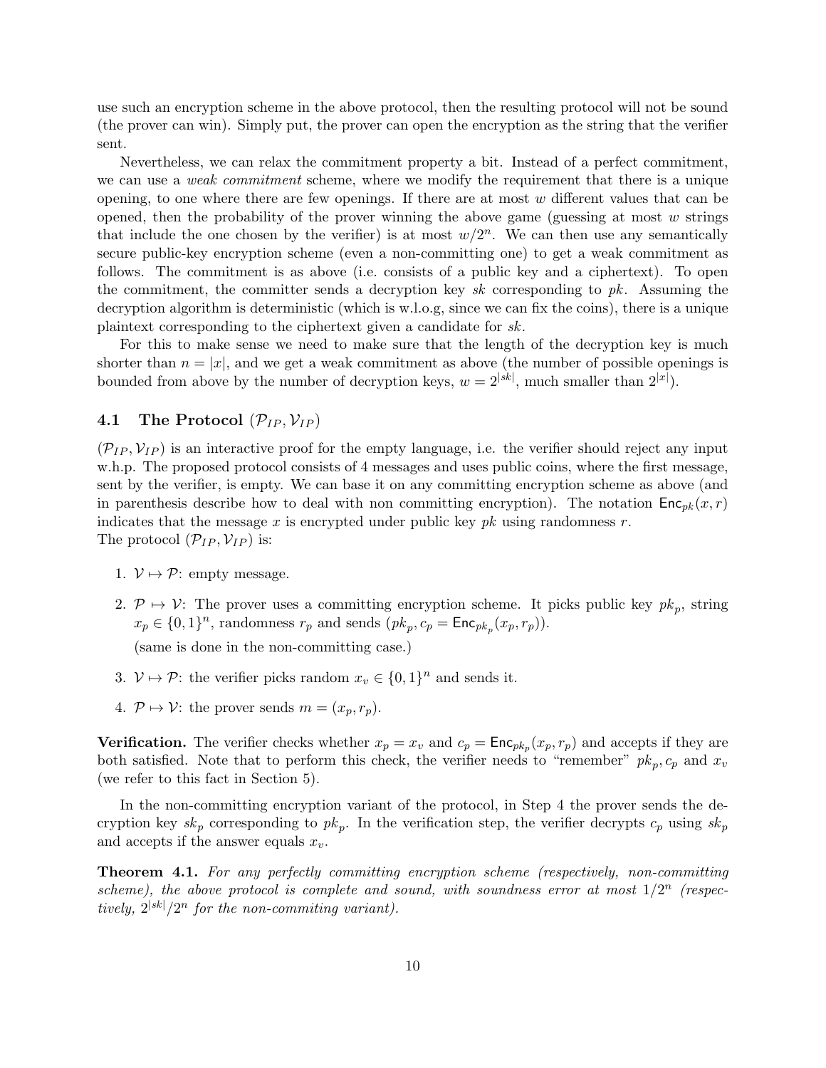use such an encryption scheme in the above protocol, then the resulting protocol will not be sound (the prover can win). Simply put, the prover can open the encryption as the string that the verifier sent.

Nevertheless, we can relax the commitment property a bit. Instead of a perfect commitment, we can use a *weak commitment* scheme, where we modify the requirement that there is a unique opening, to one where there are few openings. If there are at most $w$ different values that can be opened, then the probability of the prover winning the above game (guessing at most $w$ strings that include the one chosen by the verifier) is at most $w/2^n$. We can then use any semantically secure public-key encryption scheme (even a non-committing one) to get a weak commitment as follows. The commitment is as above (i.e. consists of a public key and a ciphertext). To open the commitment, the committer sends a decryption key $sk$ corresponding to $pk$. Assuming the decryption algorithm is deterministic (which is w.l.o.g, since we can fix the coins), there is a unique plaintext corresponding to the ciphertext given a candidate for $sk$.

For this to make sense we need to make sure that the length of the decryption key is much shorter than $n = |x|$, and we get a weak commitment as above (the number of possible openings is bounded from above by the number of decryption keys, $w = 2^{|sk|}$, much smaller than $2^{|x|}$).

### 4.1 The Protocol $(\mathcal{P}_{IP}, \mathcal{V}_{IP})$

$(\mathcal{P}_{IP}, \mathcal{V}_{IP})$ is an interactive proof for the empty language, i.e. the verifier should reject any input w.h.p. The proposed protocol consists of 4 messages and uses public coins, where the first message, sent by the verifier, is empty. We can base it on any committing encryption scheme as above (and in parenthesis describe how to deal with non committing encryption). The notation $\mathsf{Enc}_{pk}(x, r)$ indicates that the message $x$ is encrypted under public key $pk$ using randomness $r$.
The protocol $(\mathcal{P}_{IP}, \mathcal{V}_{IP})$ is:

1. $\mathcal{V} \mapsto \mathcal{P}$: empty message.
2. $\mathcal{P} \mapsto \mathcal{V}$: The prover uses a committing encryption scheme. It picks public key $pk_p$, string $x_p \in \{0,1\}^n$, randomness $r_p$ and sends $(pk_p, c_p = \mathsf{Enc}_{pk_p}(x_p, r_p))$.

   (same is done in the non-committing case.)
3. $\mathcal{V} \mapsto \mathcal{P}$: the verifier picks random $x_v \in \{0,1\}^n$ and sends it.
4. $\mathcal{P} \mapsto \mathcal{V}$: the prover sends $m = (x_p, r_p)$.

**Verification.** The verifier checks whether $x_p = x_v$ and $c_p = \mathsf{Enc}_{pk_p}(x_p, r_p)$ and accepts if they are both satisfied. Note that to perform this check, the verifier needs to "remember" $pk_p, c_p$ and $x_v$ (we refer to this fact in Section 5).

In the non-committing encryption variant of the protocol, in Step 4 the prover sends the decryption key $sk_p$ corresponding to $pk_p$. In the verification step, the verifier decrypts $c_p$ using $sk_p$ and accepts if the answer equals $x_v$.

**Theorem 4.1.** *For any perfectly committing encryption scheme (respectively, non-committing scheme), the above protocol is complete and sound, with soundness error at most $1/2^n$ (respectively, $2^{|sk|}/2^n$ for the non-commiting variant).*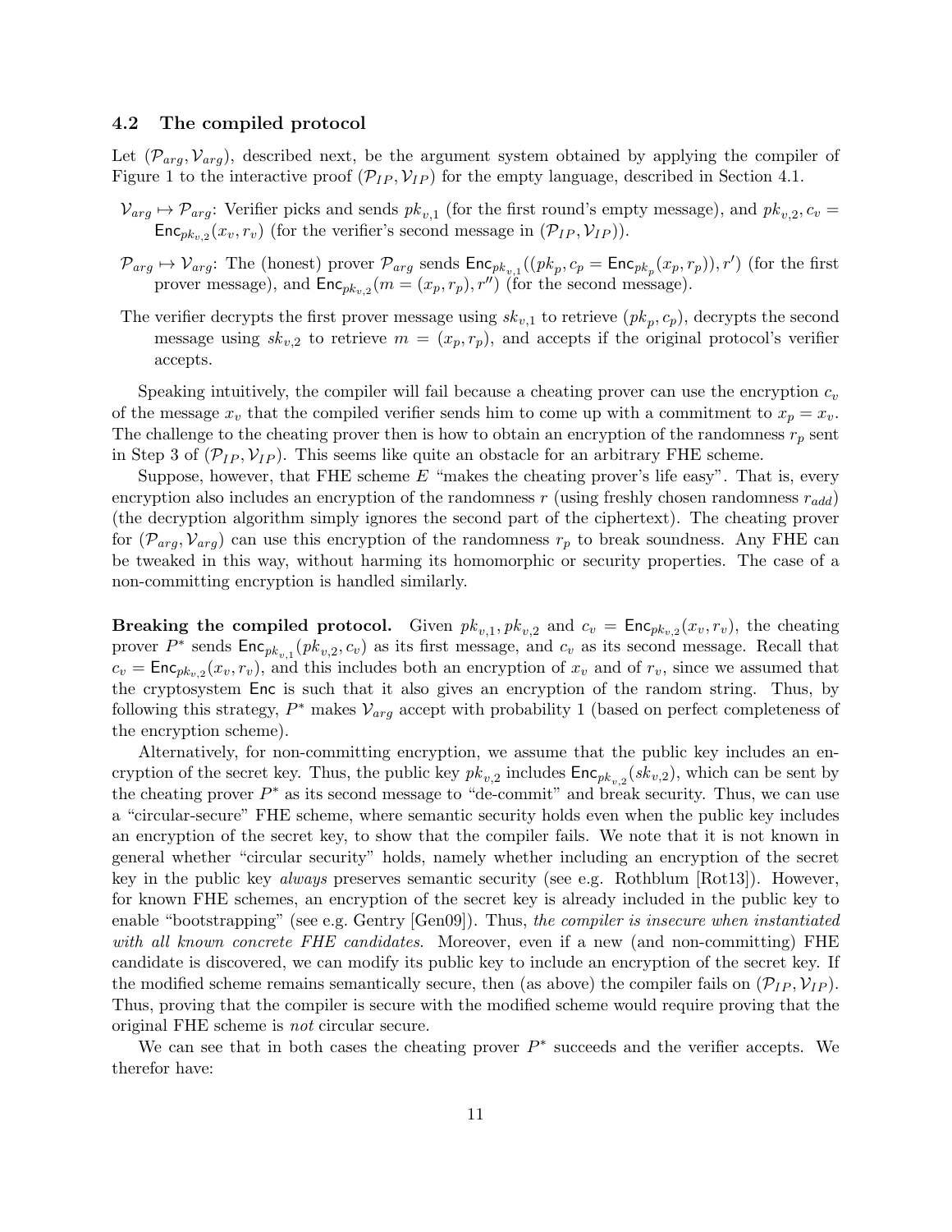### 4.2 The compiled protocol

Let $(\mathcal{P}_{arg}, \mathcal{V}_{arg})$, described next, be the argument system obtained by applying the compiler of Figure 1 to the interactive proof $(\mathcal{P}_{IP}, \mathcal{V}_{IP})$ for the empty language, described in Section 4.1.

$\mathcal{V}_{arg} \mapsto \mathcal{P}_{arg}$: Verifier picks and sends $pk_{v,1}$ (for the first round's empty message), and $pk_{v,2}, c_v = \mathsf{Enc}_{pk_{v,2}}(x_v, r_v)$ (for the verifier's second message in $(\mathcal{P}_{IP}, \mathcal{V}_{IP})$).

$\mathcal{P}_{arg} \mapsto \mathcal{V}_{arg}$: The (honest) prover $\mathcal{P}_{arg}$ sends $\mathsf{Enc}_{pk_{v,1}}((pk_p, c_p = \mathsf{Enc}_{pk_p}(x_p, r_p)), r')$ (for the first prover message), and $\mathsf{Enc}_{pk_{v,2}}(m = (x_p, r_p), r'')$ (for the second message).

The verifier decrypts the first prover message using $sk_{v,1}$ to retrieve $(pk_p, c_p)$, decrypts the second message using $sk_{v,2}$ to retrieve $m = (x_p, r_p)$, and accepts if the original protocol's verifier accepts.

Speaking intuitively, the compiler will fail because a cheating prover can use the encryption $c_v$ of the message $x_v$ that the compiled verifier sends him to come up with a commitment to $x_p = x_v$. The challenge to the cheating prover then is how to obtain an encryption of the randomness $r_p$ sent in Step 3 of $(\mathcal{P}_{IP}, \mathcal{V}_{IP})$. This seems like quite an obstacle for an arbitrary FHE scheme.

Suppose, however, that FHE scheme $E$ "makes the cheating prover's life easy". That is, every encryption also includes an encryption of the randomness $r$ (using freshly chosen randomness $r_{add}$) (the decryption algorithm simply ignores the second part of the ciphertext). The cheating prover for $(\mathcal{P}_{arg}, \mathcal{V}_{arg})$ can use this encryption of the randomness $r_p$ to break soundness. Any FHE can be tweaked in this way, without harming its homomorphic or security properties. The case of a non-committing encryption is handled similarly.

**Breaking the compiled protocol.** Given $pk_{v,1}, pk_{v,2}$ and $c_v = \mathsf{Enc}_{pk_{v,2}}(x_v, r_v)$, the cheating prover $P^*$ sends $\mathsf{Enc}_{pk_{v,1}}(pk_{v,2}, c_v)$ as its first message, and $c_v$ as its second message. Recall that $c_v = \mathsf{Enc}_{pk_{v,2}}(x_v, r_v)$, and this includes both an encryption of $x_v$ and of $r_v$, since we assumed that the cryptosystem $\mathsf{Enc}$ is such that it also gives an encryption of the random string. Thus, by following this strategy, $P^*$ makes $\mathcal{V}_{arg}$ accept with probability 1 (based on perfect completeness of the encryption scheme).

Alternatively, for non-committing encryption, we assume that the public key includes an encryption of the secret key. Thus, the public key $pk_{v,2}$ includes $\mathsf{Enc}_{pk_{v,2}}(sk_{v,2})$, which can be sent by the cheating prover $P^*$ as its second message to "de-commit" and break security. Thus, we can use a "circular-secure" FHE scheme, where semantic security holds even when the public key includes an encryption of the secret key, to show that the compiler fails. We note that it is not known in general whether "circular security" holds, namely whether including an encryption of the secret key in the public key *always* preserves semantic security (see e.g. Rothblum [Rot13]). However, for known FHE schemes, an encryption of the secret key is already included in the public key to enable "bootstrapping" (see e.g. Gentry [Gen09]). Thus, *the compiler is insecure when instantiated with all known concrete FHE candidates*. Moreover, even if a new (and non-committing) FHE candidate is discovered, we can modify its public key to include an encryption of the secret key. If the modified scheme remains semantically secure, then (as above) the compiler fails on $(\mathcal{P}_{IP}, \mathcal{V}_{IP})$. Thus, proving that the compiler is secure with the modified scheme would require proving that the original FHE scheme is *not* circular secure.

We can see that in both cases the cheating prover $P^*$ succeeds and the verifier accepts. We therefor have: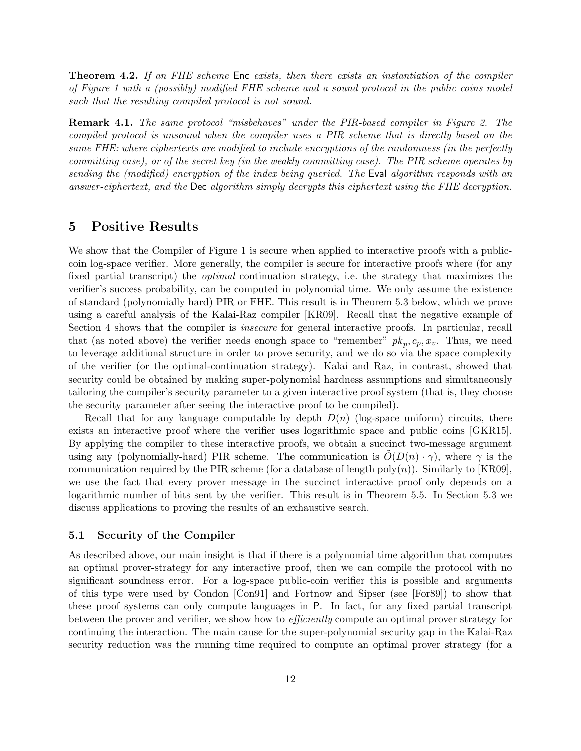**Theorem 4.2.** *If an FHE scheme* Enc *exists, then there exists an instantiation of the compiler of Figure 1 with a (possibly) modified FHE scheme and a sound protocol in the public coins model such that the resulting compiled protocol is not sound.*

**Remark 4.1.** *The same protocol "misbehaves" under the PIR-based compiler in Figure 2. The compiled protocol is unsound when the compiler uses a PIR scheme that is directly based on the same FHE: where ciphertexts are modified to include encryptions of the randomness (in the perfectly committing case), or of the secret key (in the weakly committing case). The PIR scheme operates by sending the (modified) encryption of the index being queried. The* Eval *algorithm responds with an answer-ciphertext, and the* Dec *algorithm simply decrypts this ciphertext using the FHE decryption.*

# 5 Positive Results

We show that the Compiler of Figure 1 is secure when applied to interactive proofs with a public-coin log-space verifier. More generally, the compiler is secure for interactive proofs where (for any fixed partial transcript) the *optimal* continuation strategy, i.e. the strategy that maximizes the verifier's success probability, can be computed in polynomial time. We only assume the existence of standard (polynomially hard) PIR or FHE. This result is in Theorem 5.3 below, which we prove using a careful analysis of the Kalai-Raz compiler [KR09]. Recall that the negative example of Section 4 shows that the compiler is *insecure* for general interactive proofs. In particular, recall that (as noted above) the verifier needs enough space to "remember" $pk_p, c_p, x_v$. Thus, we need to leverage additional structure in order to prove security, and we do so via the space complexity of the verifier (or the optimal-continuation strategy). Kalai and Raz, in contrast, showed that security could be obtained by making super-polynomial hardness assumptions and simultaneously tailoring the compiler's security parameter to a given interactive proof system (that is, they choose the security parameter after seeing the interactive proof to be compiled).

Recall that for any language computable by depth $D(n)$ (log-space uniform) circuits, there exists an interactive proof where the verifier uses logarithmic space and public coins [GKR15]. By applying the compiler to these interactive proofs, we obtain a succinct two-message argument using any (polynomially-hard) PIR scheme. The communication is $\tilde{O}(D(n) \cdot \gamma)$, where $\gamma$ is the communication required by the PIR scheme (for a database of length $\mathrm{poly}(n)$). Similarly to [KR09], we use the fact that every prover message in the succinct interactive proof only depends on a logarithmic number of bits sent by the verifier. This result is in Theorem 5.5. In Section 5.3 we discuss applications to proving the results of an exhaustive search.

## 5.1 Security of the Compiler

As described above, our main insight is that if there is a polynomial time algorithm that computes an optimal prover-strategy for any interactive proof, then we can compile the protocol with no significant soundness error. For a log-space public-coin verifier this is possible and arguments of this type were used by Condon [Con91] and Fortnow and Sipser (see [For89]) to show that these proof systems can only compute languages in P. In fact, for any fixed partial transcript between the prover and verifier, we show how to *efficiently* compute an optimal prover strategy for continuing the interaction. The main cause for the super-polynomial security gap in the Kalai-Raz security reduction was the running time required to compute an optimal prover strategy (for a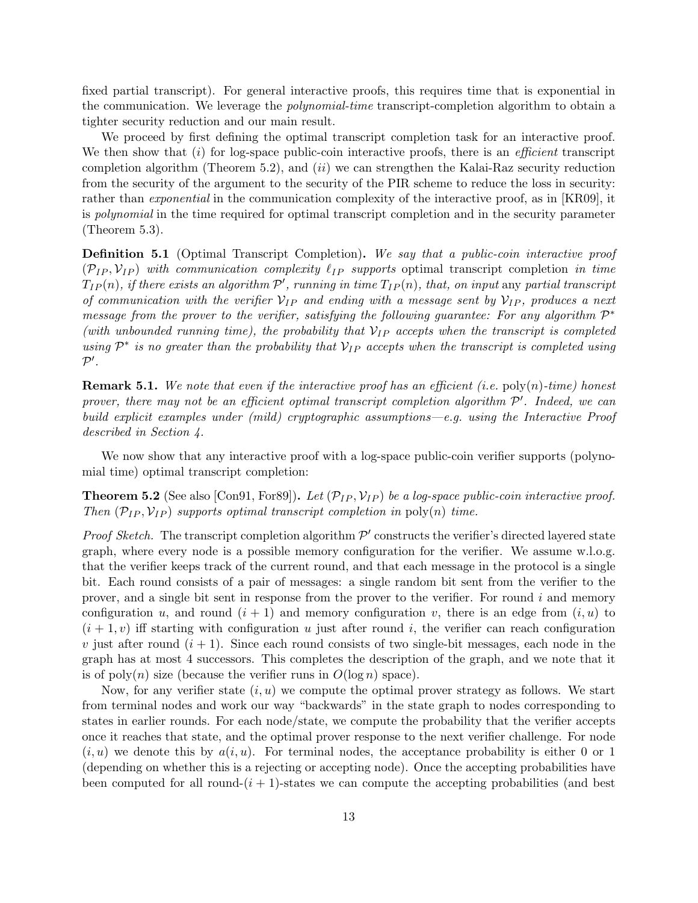fixed partial transcript). For general interactive proofs, this requires time that is exponential in the communication. We leverage the *polynomial-time* transcript-completion algorithm to obtain a tighter security reduction and our main result.

We proceed by first defining the optimal transcript completion task for an interactive proof. We then show that (*i*) for log-space public-coin interactive proofs, there is an *efficient* transcript completion algorithm (Theorem 5.2), and (*ii*) we can strengthen the Kalai-Raz security reduction from the security of the argument to the security of the PIR scheme to reduce the loss in security: rather than *exponential* in the communication complexity of the interactive proof, as in [KR09], it is *polynomial* in the time required for optimal transcript completion and in the security parameter (Theorem 5.3).

**Definition 5.1** (Optimal Transcript Completion)**.** *We say that a public-coin interactive proof $(\mathcal{P}_{IP}, \mathcal{V}_{IP})$ with communication complexity $\ell_{IP}$ supports* optimal transcript completion *in time $T_{IP}(n)$, if there exists an algorithm $\mathcal{P}'$, running in time $T_{IP}(n)$, that, on input* any *partial transcript of communication with the verifier $\mathcal{V}_{IP}$ and ending with a message sent by $\mathcal{V}_{IP}$, produces a next message from the prover to the verifier, satisfying the following guarantee: For any algorithm $\mathcal{P}^*$ (with unbounded running time), the probability that $\mathcal{V}_{IP}$ accepts when the transcript is completed using $\mathcal{P}^*$ is no greater than the probability that $\mathcal{V}_{IP}$ accepts when the transcript is completed using $\mathcal{P}'$.*

**Remark 5.1.** *We note that even if the interactive proof has an efficient (i.e.* $\text{poly}(n)$*-time) honest prover, there may not be an efficient optimal transcript completion algorithm $\mathcal{P}'$. Indeed, we can build explicit examples under (mild) cryptographic assumptions—e.g. using the Interactive Proof described in Section 4.*

We now show that any interactive proof with a log-space public-coin verifier supports (polynomial time) optimal transcript completion:

**Theorem 5.2** (See also [Con91, For89])**.** *Let $(\mathcal{P}_{IP}, \mathcal{V}_{IP})$ be a log-space public-coin interactive proof. Then $(\mathcal{P}_{IP}, \mathcal{V}_{IP})$ supports optimal transcript completion in* $\text{poly}(n)$ *time.*

*Proof Sketch.* The transcript completion algorithm $\mathcal{P}'$ constructs the verifier's directed layered state graph, where every node is a possible memory configuration for the verifier. We assume w.l.o.g. that the verifier keeps track of the current round, and that each message in the protocol is a single bit. Each round consists of a pair of messages: a single random bit sent from the verifier to the prover, and a single bit sent in response from the prover to the verifier. For round $i$ and memory configuration $u$, and round $(i+1)$ and memory configuration $v$, there is an edge from $(i, u)$ to $(i+1, v)$ iff starting with configuration $u$ just after round $i$, the verifier can reach configuration $v$ just after round $(i+1)$. Since each round consists of two single-bit messages, each node in the graph has at most 4 successors. This completes the description of the graph, and we note that it is of $\text{poly}(n)$ size (because the verifier runs in $O(\log n)$ space).

Now, for any verifier state $(i, u)$ we compute the optimal prover strategy as follows. We start from terminal nodes and work our way "backwards" in the state graph to nodes corresponding to states in earlier rounds. For each node/state, we compute the probability that the verifier accepts once it reaches that state, and the optimal prover response to the next verifier challenge. For node $(i, u)$ we denote this by $a(i, u)$. For terminal nodes, the acceptance probability is either 0 or 1 (depending on whether this is a rejecting or accepting node). Once the accepting probabilities have been computed for all round-$(i+1)$-states we can compute the accepting probabilities (and best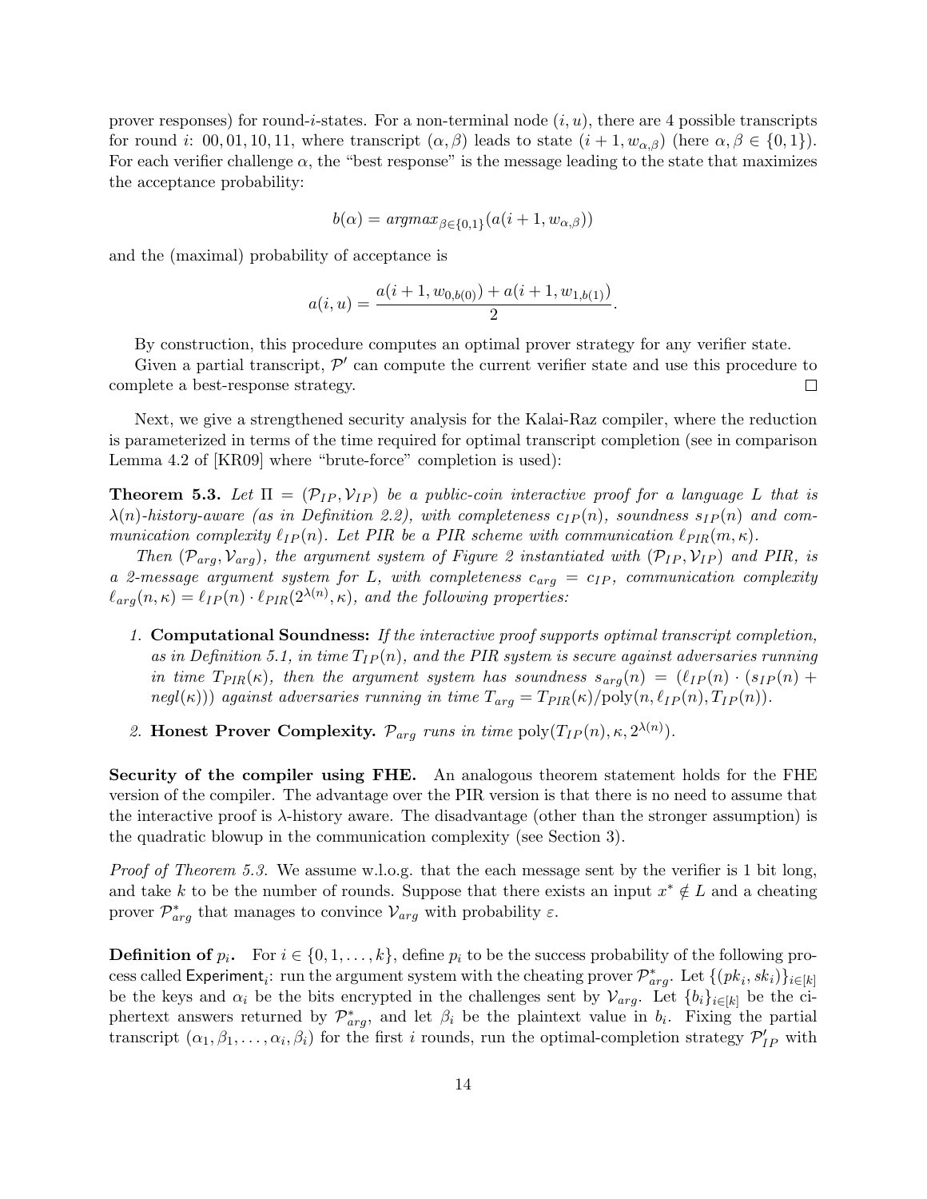prover responses) for round-$i$-states. For a non-terminal node $(i, u)$, there are 4 possible transcripts for round $i$: 00, 01, 10, 11, where transcript $(\alpha, \beta)$ leads to state $(i+1, w_{\alpha,\beta})$ (here $\alpha, \beta \in \{0,1\}$). For each verifier challenge $\alpha$, the "best response" is the message leading to the state that maximizes the acceptance probability:

$$b(\alpha) = argmax_{\beta \in \{0,1\}}(a(i+1, w_{\alpha,\beta}))$$

and the (maximal) probability of acceptance is

$$a(i, u) = \frac{a(i+1, w_{0,b(0)}) + a(i+1, w_{1,b(1)})}{2}.$$

By construction, this procedure computes an optimal prover strategy for any verifier state.

Given a partial transcript, $\mathcal{P}'$ can compute the current verifier state and use this procedure to complete a best-response strategy. □

Next, we give a strengthened security analysis for the Kalai-Raz compiler, where the reduction is parameterized in terms of the time required for optimal transcript completion (see in comparison Lemma 4.2 of [KR09] where "brute-force" completion is used):

**Theorem 5.3.** *Let $\Pi = (\mathcal{P}_{IP}, \mathcal{V}_{IP})$ be a public-coin interactive proof for a language $L$ that is $\lambda(n)$-history-aware (as in Definition 2.2), with completeness $c_{IP}(n)$, soundness $s_{IP}(n)$ and communication complexity $\ell_{IP}(n)$. Let PIR be a PIR scheme with communication $\ell_{PIR}(m, \kappa)$.*

*Then $(\mathcal{P}_{arg}, \mathcal{V}_{arg})$, the argument system of Figure 2 instantiated with $(\mathcal{P}_{IP}, \mathcal{V}_{IP})$ and PIR, is a 2-message argument system for $L$, with completeness $c_{arg} = c_{IP}$, communication complexity $\ell_{arg}(n, \kappa) = \ell_{IP}(n) \cdot \ell_{PIR}(2^{\lambda(n)}, \kappa)$, and the following properties:*

1. **Computational Soundness:** *If the interactive proof supports optimal transcript completion, as in Definition 5.1, in time $T_{IP}(n)$, and the PIR system is secure against adversaries running in time $T_{PIR}(\kappa)$, then the argument system has soundness $s_{arg}(n) = (\ell_{IP}(n) \cdot (s_{IP}(n) + negl(\kappa)))$ against adversaries running in time $T_{arg} = T_{PIR}(\kappa)/\text{poly}(n, \ell_{IP}(n), T_{IP}(n))$.*
2. **Honest Prover Complexity.** *$\mathcal{P}_{arg}$ runs in time $\text{poly}(T_{IP}(n), \kappa, 2^{\lambda(n)})$.*

**Security of the compiler using FHE.** An analogous theorem statement holds for the FHE version of the compiler. The advantage over the PIR version is that there is no need to assume that the interactive proof is $\lambda$-history aware. The disadvantage (other than the stronger assumption) is the quadratic blowup in the communication complexity (see Section 3).

*Proof of Theorem 5.3.* We assume w.l.o.g. that the each message sent by the verifier is 1 bit long, and take $k$ to be the number of rounds. Suppose that there exists an input $x^* \notin L$ and a cheating prover $\mathcal{P}^*_{arg}$ that manages to convince $\mathcal{V}_{arg}$ with probability $\varepsilon$.

**Definition of $p_i$.** For $i \in \{0, 1, \ldots, k\}$, define $p_i$ to be the success probability of the following process called $\mathsf{Experiment}_i$: run the argument system with the cheating prover $\mathcal{P}^*_{arg}$. Let $\{(pk_i, sk_i)\}_{i \in [k]}$ be the keys and $\alpha_i$ be the bits encrypted in the challenges sent by $\mathcal{V}_{arg}$. Let $\{b_i\}_{i \in [k]}$ be the ciphertext answers returned by $\mathcal{P}^*_{arg}$, and let $\beta_i$ be the plaintext value in $b_i$. Fixing the partial transcript $(\alpha_1, \beta_1, \ldots, \alpha_i, \beta_i)$ for the first $i$ rounds, run the optimal-completion strategy $\mathcal{P}'_{IP}$ with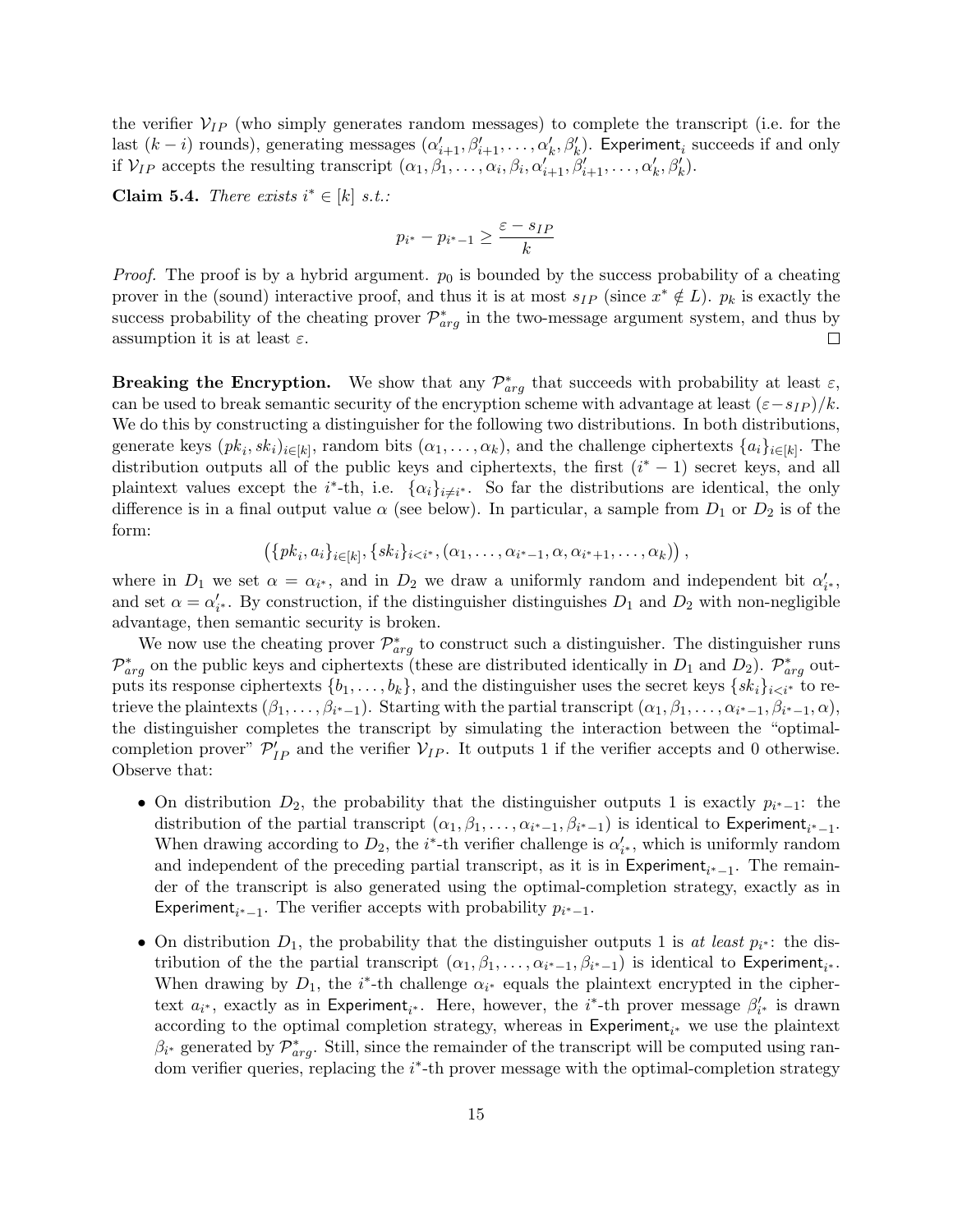the verifier $\mathcal{V}_{IP}$ (who simply generates random messages) to complete the transcript (i.e. for the last $(k-i)$ rounds), generating messages $(\alpha'_{i+1}, \beta'_{i+1}, \ldots, \alpha'_k, \beta'_k)$. $\mathsf{Experiment}_i$ succeeds if and only if $\mathcal{V}_{IP}$ accepts the resulting transcript $(\alpha_1, \beta_1, \ldots, \alpha_i, \beta_i, \alpha'_{i+1}, \beta'_{i+1}, \ldots, \alpha'_k, \beta'_k)$.

**Claim 5.4.** *There exists $i^* \in [k]$ s.t.:*

$$p_{i^*} - p_{i^*-1} \geq \frac{\varepsilon - s_{IP}}{k}$$

*Proof.* The proof is by a hybrid argument. $p_0$ is bounded by the success probability of a cheating prover in the (sound) interactive proof, and thus it is at most $s_{IP}$ (since $x^* \notin L$). $p_k$ is exactly the success probability of the cheating prover $\mathcal{P}^*_{arg}$ in the two-message argument system, and thus by assumption it is at least $\varepsilon$. □

**Breaking the Encryption.** We show that any $\mathcal{P}^*_{arg}$ that succeeds with probability at least $\varepsilon$, can be used to break semantic security of the encryption scheme with advantage at least $(\varepsilon - s_{IP})/k$. We do this by constructing a distinguisher for the following two distributions. In both distributions, generate keys $(pk_i, sk_i)_{i \in [k]}$, random bits $(\alpha_1, \ldots, \alpha_k)$, and the challenge ciphertexts $\{a_i\}_{i \in [k]}$. The distribution outputs all of the public keys and ciphertexts, the first $(i^*-1)$ secret keys, and all plaintext values except the $i^*$-th, i.e. $\{\alpha_i\}_{i \neq i^*}$. So far the distributions are identical, the only difference is in a final output value $\alpha$ (see below). In particular, a sample from $D_1$ or $D_2$ is of the form:

$$\left(\{pk_i, a_i\}_{i \in [k]}, \{sk_i\}_{i < i^*}, (\alpha_1, \ldots, \alpha_{i^*-1}, \alpha, \alpha_{i^*+1}, \ldots, \alpha_k)\right),$$

where in $D_1$ we set $\alpha = \alpha_{i^*}$, and in $D_2$ we draw a uniformly random and independent bit $\alpha'_{i^*}$, and set $\alpha = \alpha'_{i^*}$. By construction, if the distinguisher distinguishes $D_1$ and $D_2$ with non-negligible advantage, then semantic security is broken.

We now use the cheating prover $\mathcal{P}^*_{arg}$ to construct such a distinguisher. The distinguisher runs $\mathcal{P}^*_{arg}$ on the public keys and ciphertexts (these are distributed identically in $D_1$ and $D_2$). $\mathcal{P}^*_{arg}$ outputs its response ciphertexts $\{b_1, \ldots, b_k\}$, and the distinguisher uses the secret keys $\{sk_i\}_{i<i^*}$ to retrieve the plaintexts $(\beta_1, \ldots, \beta_{i^*-1})$. Starting with the partial transcript $(\alpha_1, \beta_1, \ldots, \alpha_{i^*-1}, \beta_{i^*-1}, \alpha)$, the distinguisher completes the transcript by simulating the interaction between the "optimal-completion prover" $\mathcal{P}'_{IP}$ and the verifier $\mathcal{V}_{IP}$. It outputs 1 if the verifier accepts and 0 otherwise. Observe that:

- On distribution $D_2$, the probability that the distinguisher outputs 1 is exactly $p_{i^*-1}$: the distribution of the partial transcript $(\alpha_1, \beta_1, \ldots, \alpha_{i^*-1}, \beta_{i^*-1})$ is identical to $\mathsf{Experiment}_{i^*-1}$. When drawing according to $D_2$, the $i^*$-th verifier challenge is $\alpha'_{i^*}$, which is uniformly random and independent of the preceding partial transcript, as it is in $\mathsf{Experiment}_{i^*-1}$. The remainder of the transcript is also generated using the optimal-completion strategy, exactly as in $\mathsf{Experiment}_{i^*-1}$. The verifier accepts with probability $p_{i^*-1}$.
- On distribution $D_1$, the probability that the distinguisher outputs 1 is *at least* $p_{i^*}$: the distribution of the the partial transcript $(\alpha_1, \beta_1, \ldots, \alpha_{i^*-1}, \beta_{i^*-1})$ is identical to $\mathsf{Experiment}_{i^*}$. When drawing by $D_1$, the $i^*$-th challenge $\alpha_{i^*}$ equals the plaintext encrypted in the ciphertext $a_{i^*}$, exactly as in $\mathsf{Experiment}_{i^*}$. Here, however, the $i^*$-th prover message $\beta'_{i^*}$ is drawn according to the optimal completion strategy, whereas in $\mathsf{Experiment}_{i^*}$ we use the plaintext $\beta_{i^*}$ generated by $\mathcal{P}^*_{arg}$. Still, since the remainder of the transcript will be computed using random verifier queries, replacing the $i^*$-th prover message with the optimal-completion strategy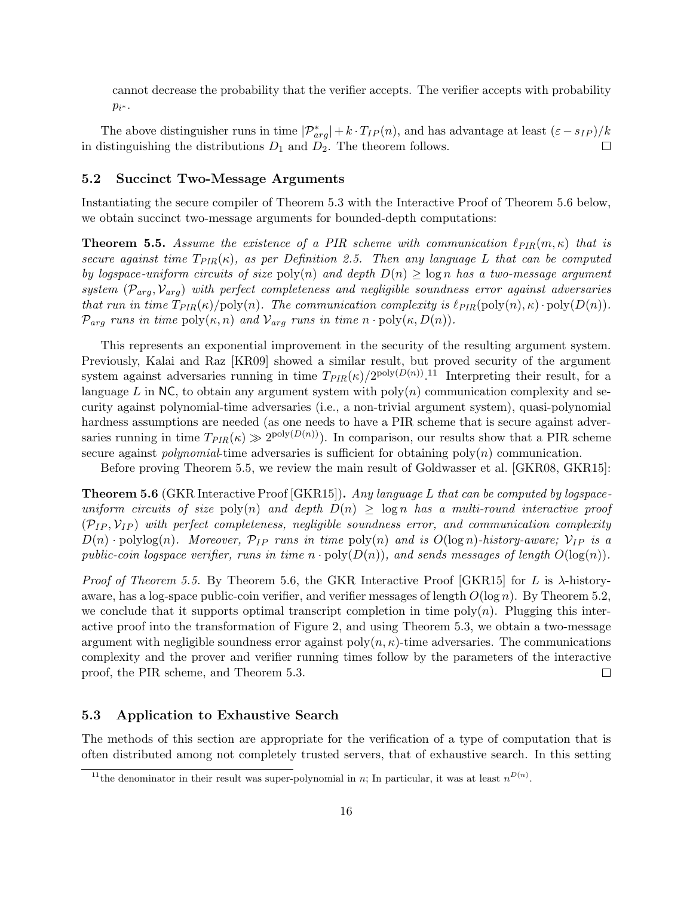cannot decrease the probability that the verifier accepts. The verifier accepts with probability $p_{i^*}$.

The above distinguisher runs in time $|\mathcal{P}^*_{arg}| + k \cdot T_{IP}(n)$, and has advantage at least $(\varepsilon - s_{IP})/k$ in distinguishing the distributions $D_1$ and $D_2$. The theorem follows. $\square$

### 5.2 Succinct Two-Message Arguments

Instantiating the secure compiler of Theorem 5.3 with the Interactive Proof of Theorem 5.6 below, we obtain succinct two-message arguments for bounded-depth computations:

**Theorem 5.5.** *Assume the existence of a PIR scheme with communication $\ell_{PIR}(m, \kappa)$ that is secure against time $T_{PIR}(\kappa)$, as per Definition 2.5. Then any language $L$ that can be computed by logspace-uniform circuits of size $\mathrm{poly}(n)$ and depth $D(n) \geq \log n$ has a two-message argument system $(\mathcal{P}_{arg}, \mathcal{V}_{arg})$ with perfect completeness and negligible soundness error against adversaries that run in time $T_{PIR}(\kappa)/\mathrm{poly}(n)$. The communication complexity is $\ell_{PIR}(\mathrm{poly}(n), \kappa) \cdot \mathrm{poly}(D(n))$. $\mathcal{P}_{arg}$ runs in time $\mathrm{poly}(\kappa, n)$ and $\mathcal{V}_{arg}$ runs in time $n \cdot \mathrm{poly}(\kappa, D(n))$.*

This represents an exponential improvement in the security of the resulting argument system. Previously, Kalai and Raz [KR09] showed a similar result, but proved security of the argument system against adversaries running in time $T_{PIR}(\kappa)/2^{\mathrm{poly}(D(n))}$.[11] Interpreting their result, for a language $L$ in $\mathsf{NC}$, to obtain any argument system with $\mathrm{poly}(n)$ communication complexity and security against polynomial-time adversaries (i.e., a non-trivial argument system), quasi-polynomial hardness assumptions are needed (as one needs to have a PIR scheme that is secure against adversaries running in time $T_{PIR}(\kappa) \gg 2^{\mathrm{poly}(D(n))}$). In comparison, our results show that a PIR scheme secure against *polynomial*-time adversaries is sufficient for obtaining $\mathrm{poly}(n)$ communication.

Before proving Theorem 5.5, we review the main result of Goldwasser et al. [GKR08, GKR15]:

**Theorem 5.6** (GKR Interactive Proof [GKR15])**.** *Any language $L$ that can be computed by logspace-uniform circuits of size $\mathrm{poly}(n)$ and depth $D(n) \geq \log n$ has a multi-round interactive proof $(\mathcal{P}_{IP}, \mathcal{V}_{IP})$ with perfect completeness, negligible soundness error, and communication complexity $D(n) \cdot \mathrm{polylog}(n)$. Moreover, $\mathcal{P}_{IP}$ runs in time $\mathrm{poly}(n)$ and is $O(\log n)$-history-aware; $\mathcal{V}_{IP}$ is a public-coin logspace verifier, runs in time $n \cdot \mathrm{poly}(D(n))$, and sends messages of length $O(\log(n))$.*

*Proof of Theorem 5.5.* By Theorem 5.6, the GKR Interactive Proof [GKR15] for $L$ is $\lambda$-history-aware, has a log-space public-coin verifier, and verifier messages of length $O(\log n)$. By Theorem 5.2, we conclude that it supports optimal transcript completion in time $\mathrm{poly}(n)$. Plugging this interactive proof into the transformation of Figure 2, and using Theorem 5.3, we obtain a two-message argument with negligible soundness error against $\mathrm{poly}(n, \kappa)$-time adversaries. The communications complexity and the prover and verifier running times follow by the parameters of the interactive proof, the PIR scheme, and Theorem 5.3. $\square$

### 5.3 Application to Exhaustive Search

The methods of this section are appropriate for the verification of a type of computation that is often distributed among not completely trusted servers, that of exhaustive search. In this setting

[11] the denominator in their result was super-polynomial in $n$; In particular, it was at least $n^{D(n)}$.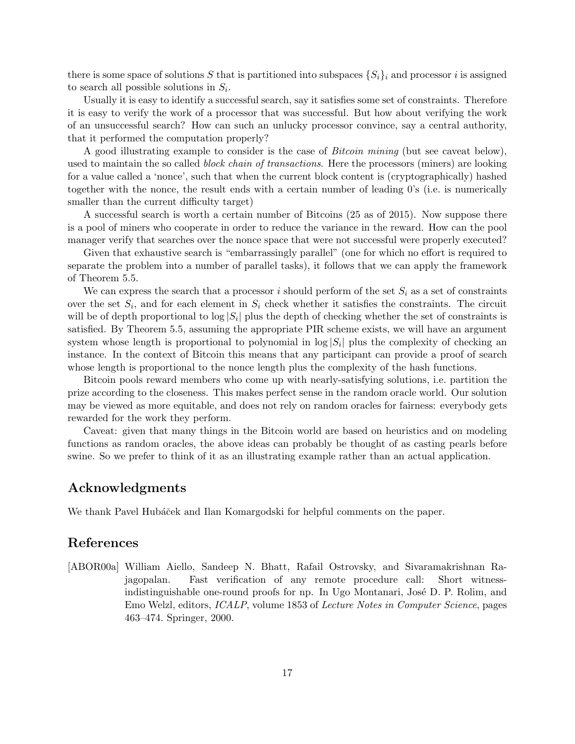there is some space of solutions $S$ that is partitioned into subspaces $\{S_i\}_i$ and processor $i$ is assigned to search all possible solutions in $S_i$.

Usually it is easy to identify a successful search, say it satisfies some set of constraints. Therefore it is easy to verify the work of a processor that was successful. But how about verifying the work of an unsuccessful search? How can such an unlucky processor convince, say a central authority, that it performed the computation properly?

A good illustrating example to consider is the case of *Bitcoin mining* (but see caveat below), used to maintain the so called *block chain of transactions*. Here the processors (miners) are looking for a value called a 'nonce', such that when the current block content is (cryptographically) hashed together with the nonce, the result ends with a certain number of leading 0's (i.e. is numerically smaller than the current difficulty target)

A successful search is worth a certain number of Bitcoins (25 as of 2015). Now suppose there is a pool of miners who cooperate in order to reduce the variance in the reward. How can the pool manager verify that searches over the nonce space that were not successful were properly executed?

Given that exhaustive search is "embarrassingly parallel" (one for which no effort is required to separate the problem into a number of parallel tasks), it follows that we can apply the framework of Theorem 5.5.

We can express the search that a processor $i$ should perform of the set $S_i$ as a set of constraints over the set $S_i$, and for each element in $S_i$ check whether it satisfies the constraints. The circuit will be of depth proportional to $\log |S_i|$ plus the depth of checking whether the set of constraints is satisfied. By Theorem 5.5, assuming the appropriate PIR scheme exists, we will have an argument system whose length is proportional to polynomial in $\log |S_i|$ plus the complexity of checking an instance. In the context of Bitcoin this means that any participant can provide a proof of search whose length is proportional to the nonce length plus the complexity of the hash functions.

Bitcoin pools reward members who come up with nearly-satisfying solutions, i.e. partition the prize according to the closeness. This makes perfect sense in the random oracle world. Our solution may be viewed as more equitable, and does not rely on random oracles for fairness: everybody gets rewarded for the work they perform.

Caveat: given that many things in the Bitcoin world are based on heuristics and on modeling functions as random oracles, the above ideas can probably be thought of as casting pearls before swine. So we prefer to think of it as an illustrating example rather than an actual application.

## Acknowledgments

We thank Pavel Hubáček and Ilan Komargodski for helpful comments on the paper.

## References

[ABOR00a] William Aiello, Sandeep N. Bhatt, Rafail Ostrovsky, and Sivaramakrishnan Rajagopalan. Fast verification of any remote procedure call: Short witness-indistinguishable one-round proofs for np. In Ugo Montanari, José D. P. Rolim, and Emo Welzl, editors, *ICALP*, volume 1853 of *Lecture Notes in Computer Science*, pages 463–474. Springer, 2000.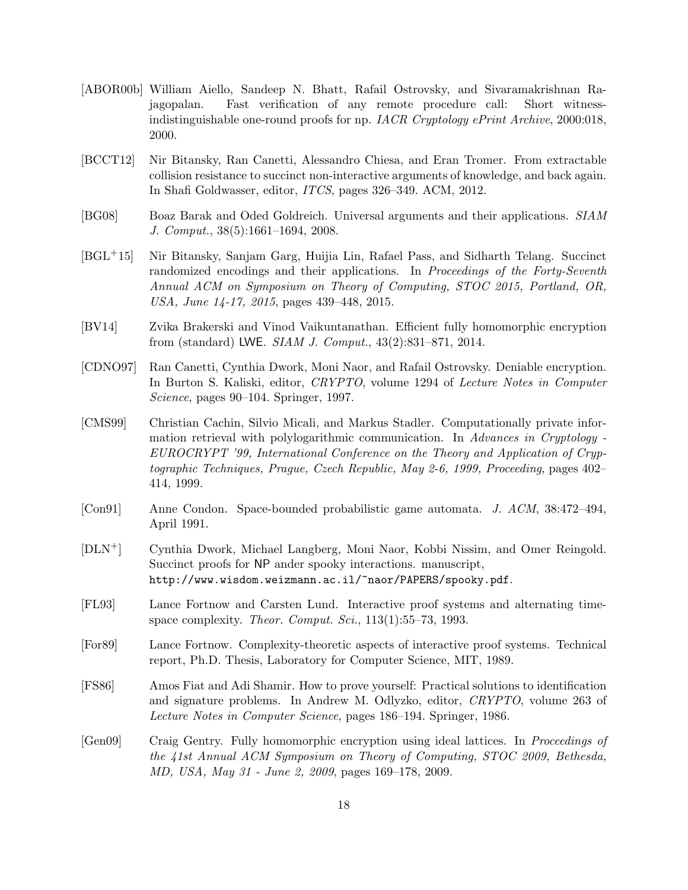[ABOR00b] William Aiello, Sandeep N. Bhatt, Rafail Ostrovsky, and Sivaramakrishnan Rajagopalan. Fast verification of any remote procedure call: Short witness-indistinguishable one-round proofs for np. *IACR Cryptology ePrint Archive*, 2000:018, 2000.

[BCCT12] Nir Bitansky, Ran Canetti, Alessandro Chiesa, and Eran Tromer. From extractable collision resistance to succinct non-interactive arguments of knowledge, and back again. In Shafi Goldwasser, editor, *ITCS*, pages 326–349. ACM, 2012.

[BG08] Boaz Barak and Oded Goldreich. Universal arguments and their applications. *SIAM J. Comput.*, 38(5):1661–1694, 2008.

[BGL+15] Nir Bitansky, Sanjam Garg, Huijia Lin, Rafael Pass, and Sidharth Telang. Succinct randomized encodings and their applications. In *Proceedings of the Forty-Seventh Annual ACM on Symposium on Theory of Computing, STOC 2015, Portland, OR, USA, June 14-17, 2015*, pages 439–448, 2015.

[BV14] Zvika Brakerski and Vinod Vaikuntanathan. Efficient fully homomorphic encryption from (standard) LWE. *SIAM J. Comput.*, 43(2):831–871, 2014.

[CDNO97] Ran Canetti, Cynthia Dwork, Moni Naor, and Rafail Ostrovsky. Deniable encryption. In Burton S. Kaliski, editor, *CRYPTO*, volume 1294 of *Lecture Notes in Computer Science*, pages 90–104. Springer, 1997.

[CMS99] Christian Cachin, Silvio Micali, and Markus Stadler. Computationally private information retrieval with polylogarithmic communication. In *Advances in Cryptology - EUROCRYPT '99, International Conference on the Theory and Application of Cryptographic Techniques, Prague, Czech Republic, May 2-6, 1999, Proceeding*, pages 402–414, 1999.

[Con91] Anne Condon. Space-bounded probabilistic game automata. *J. ACM*, 38:472–494, April 1991.

[DLN+] Cynthia Dwork, Michael Langberg, Moni Naor, Kobbi Nissim, and Omer Reingold. Succinct proofs for NP ander spooky interactions. manuscript, `http://www.wisdom.weizmann.ac.il/~naor/PAPERS/spooky.pdf`.

[FL93] Lance Fortnow and Carsten Lund. Interactive proof systems and alternating time-space complexity. *Theor. Comput. Sci.*, 113(1):55–73, 1993.

[For89] Lance Fortnow. Complexity-theoretic aspects of interactive proof systems. Technical report, Ph.D. Thesis, Laboratory for Computer Science, MIT, 1989.

[FS86] Amos Fiat and Adi Shamir. How to prove yourself: Practical solutions to identification and signature problems. In Andrew M. Odlyzko, editor, *CRYPTO*, volume 263 of *Lecture Notes in Computer Science*, pages 186–194. Springer, 1986.

[Gen09] Craig Gentry. Fully homomorphic encryption using ideal lattices. In *Proceedings of the 41st Annual ACM Symposium on Theory of Computing, STOC 2009, Bethesda, MD, USA, May 31 - June 2, 2009*, pages 169–178, 2009.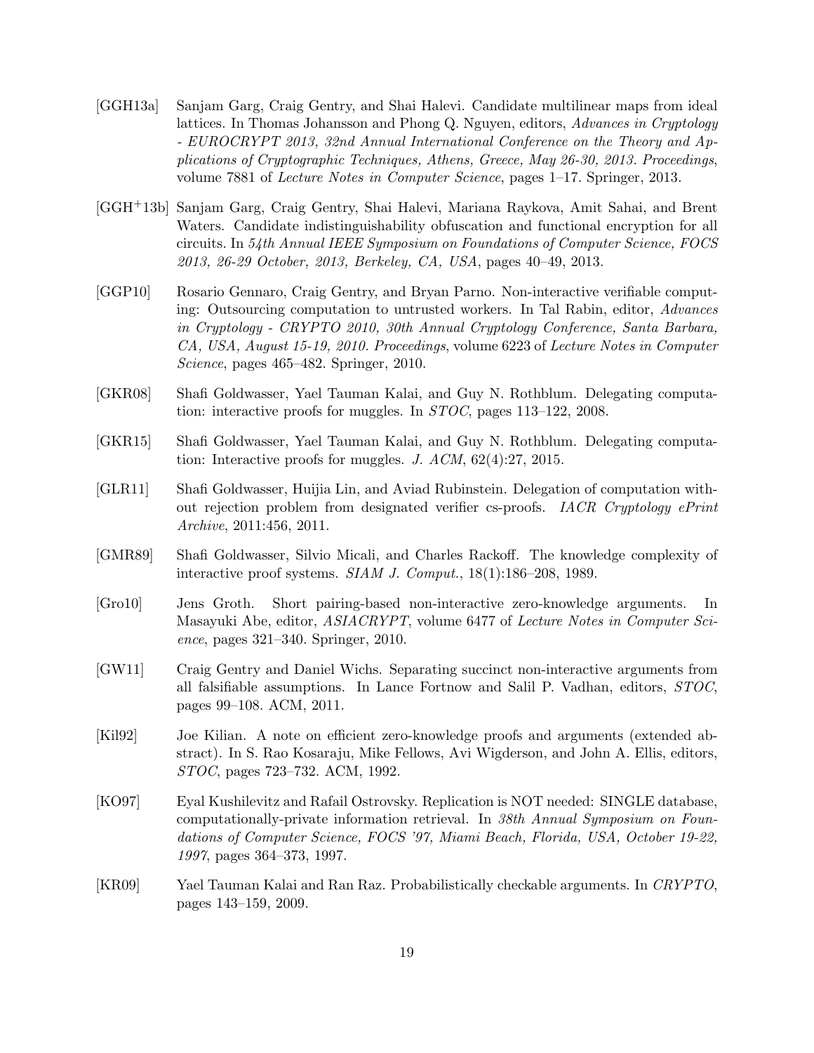[GGH13a] Sanjam Garg, Craig Gentry, and Shai Halevi. Candidate multilinear maps from ideal lattices. In Thomas Johansson and Phong Q. Nguyen, editors, *Advances in Cryptology - EUROCRYPT 2013, 32nd Annual International Conference on the Theory and Applications of Cryptographic Techniques, Athens, Greece, May 26-30, 2013. Proceedings*, volume 7881 of *Lecture Notes in Computer Science*, pages 1–17. Springer, 2013.

[GGH+13b] Sanjam Garg, Craig Gentry, Shai Halevi, Mariana Raykova, Amit Sahai, and Brent Waters. Candidate indistinguishability obfuscation and functional encryption for all circuits. In *54th Annual IEEE Symposium on Foundations of Computer Science, FOCS 2013, 26-29 October, 2013, Berkeley, CA, USA*, pages 40–49, 2013.

[GGP10] Rosario Gennaro, Craig Gentry, and Bryan Parno. Non-interactive verifiable computing: Outsourcing computation to untrusted workers. In Tal Rabin, editor, *Advances in Cryptology - CRYPTO 2010, 30th Annual Cryptology Conference, Santa Barbara, CA, USA, August 15-19, 2010. Proceedings*, volume 6223 of *Lecture Notes in Computer Science*, pages 465–482. Springer, 2010.

[GKR08] Shafi Goldwasser, Yael Tauman Kalai, and Guy N. Rothblum. Delegating computation: interactive proofs for muggles. In *STOC*, pages 113–122, 2008.

[GKR15] Shafi Goldwasser, Yael Tauman Kalai, and Guy N. Rothblum. Delegating computation: Interactive proofs for muggles. *J. ACM*, 62(4):27, 2015.

[GLR11] Shafi Goldwasser, Huijia Lin, and Aviad Rubinstein. Delegation of computation without rejection problem from designated verifier cs-proofs. *IACR Cryptology ePrint Archive*, 2011:456, 2011.

[GMR89] Shafi Goldwasser, Silvio Micali, and Charles Rackoff. The knowledge complexity of interactive proof systems. *SIAM J. Comput.*, 18(1):186–208, 1989.

[Gro10] Jens Groth. Short pairing-based non-interactive zero-knowledge arguments. In Masayuki Abe, editor, *ASIACRYPT*, volume 6477 of *Lecture Notes in Computer Science*, pages 321–340. Springer, 2010.

[GW11] Craig Gentry and Daniel Wichs. Separating succinct non-interactive arguments from all falsifiable assumptions. In Lance Fortnow and Salil P. Vadhan, editors, *STOC*, pages 99–108. ACM, 2011.

[Kil92] Joe Kilian. A note on efficient zero-knowledge proofs and arguments (extended abstract). In S. Rao Kosaraju, Mike Fellows, Avi Wigderson, and John A. Ellis, editors, *STOC*, pages 723–732. ACM, 1992.

[KO97] Eyal Kushilevitz and Rafail Ostrovsky. Replication is NOT needed: SINGLE database, computationally-private information retrieval. In *38th Annual Symposium on Foundations of Computer Science, FOCS '97, Miami Beach, Florida, USA, October 19-22, 1997*, pages 364–373, 1997.

[KR09] Yael Tauman Kalai and Ran Raz. Probabilistically checkable arguments. In *CRYPTO*, pages 143–159, 2009.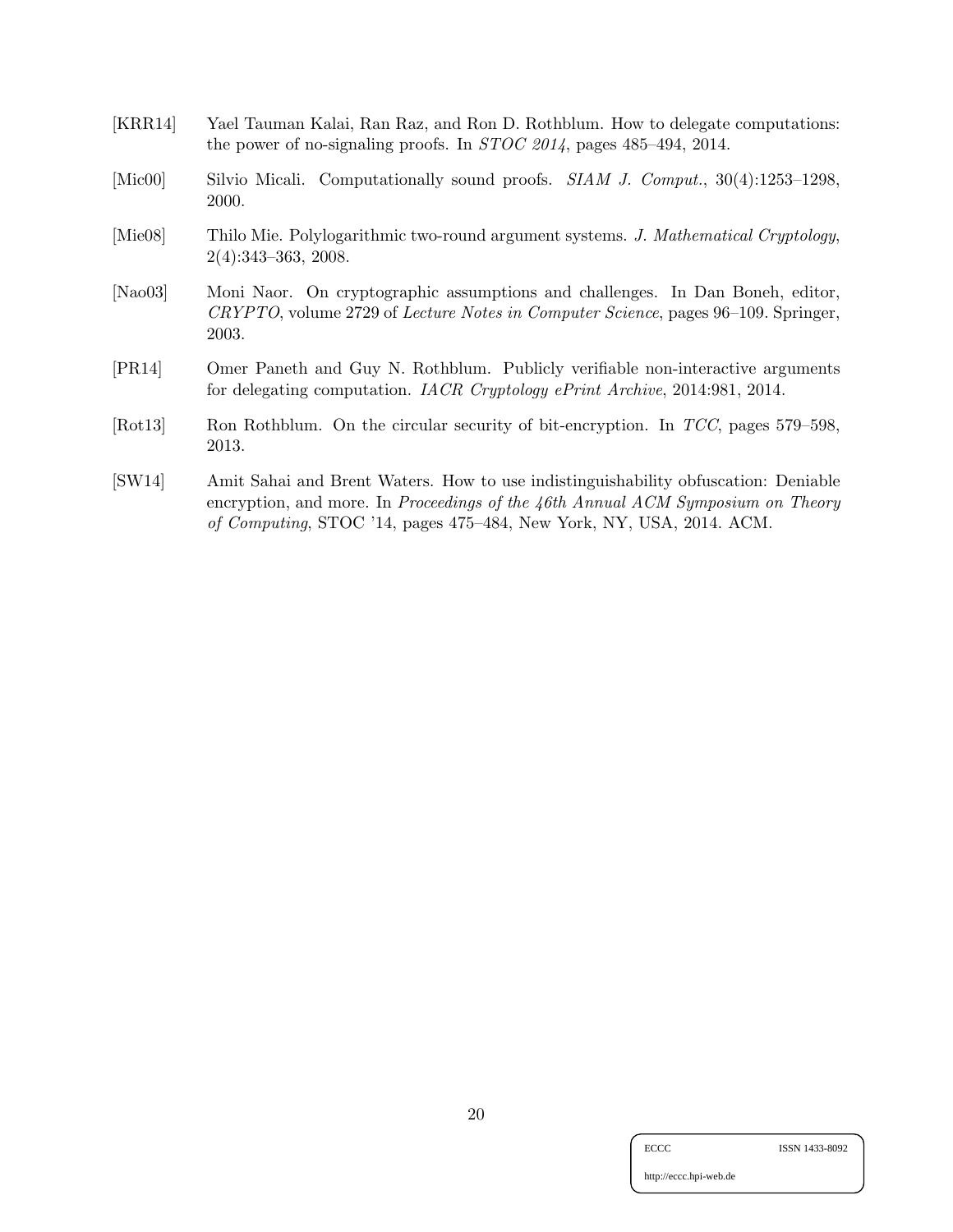[KRR14] Yael Tauman Kalai, Ran Raz, and Ron D. Rothblum. How to delegate computations: the power of no-signaling proofs. In *STOC 2014*, pages 485–494, 2014.

[Mic00] Silvio Micali. Computationally sound proofs. *SIAM J. Comput.*, 30(4):1253–1298, 2000.

[Mie08] Thilo Mie. Polylogarithmic two-round argument systems. *J. Mathematical Cryptology*, 2(4):343–363, 2008.

[Nao03] Moni Naor. On cryptographic assumptions and challenges. In Dan Boneh, editor, *CRYPTO*, volume 2729 of *Lecture Notes in Computer Science*, pages 96–109. Springer, 2003.

[PR14] Omer Paneth and Guy N. Rothblum. Publicly verifiable non-interactive arguments for delegating computation. *IACR Cryptology ePrint Archive*, 2014:981, 2014.

[Rot13] Ron Rothblum. On the circular security of bit-encryption. In *TCC*, pages 579–598, 2013.

[SW14] Amit Sahai and Brent Waters. How to use indistinguishability obfuscation: Deniable encryption, and more. In *Proceedings of the 46th Annual ACM Symposium on Theory of Computing*, STOC '14, pages 475–484, New York, NY, USA, 2014. ACM.

ECCC ISSN 1433-8092

http://eccc.hpi-web.de